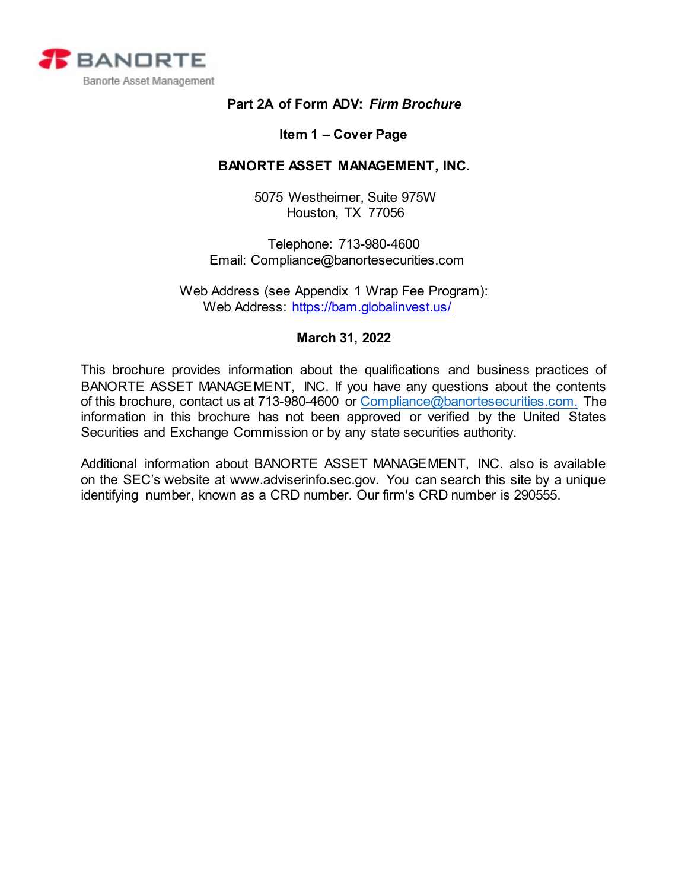BANORTE

Banorte Asset Management

**Part 2A of Form ADV: *Firm Brochure***

**Item 1 – Cover Page**

**BANORTE ASSET MANAGEMENT, INC.**

5075 Westheimer, Suite 975W
Houston, TX 77056

Telephone: 713-980-4600
Email: Compliance@banortesecurities.com

Web Address (see Appendix 1 Wrap Fee Program):
Web Address: https://bam.globalinvest.us/

**March 31, 2022**

This brochure provides information about the qualifications and business practices of BANORTE ASSET MANAGEMENT, INC. If you have any questions about the contents of this brochure, contact us at 713-980-4600 or Compliance@banortesecurities.com. The information in this brochure has not been approved or verified by the United States Securities and Exchange Commission or by any state securities authority.

Additional information about BANORTE ASSET MANAGEMENT, INC. also is available on the SEC's website at www.adviserinfo.sec.gov. You can search this site by a unique identifying number, known as a CRD number. Our firm's CRD number is 290555.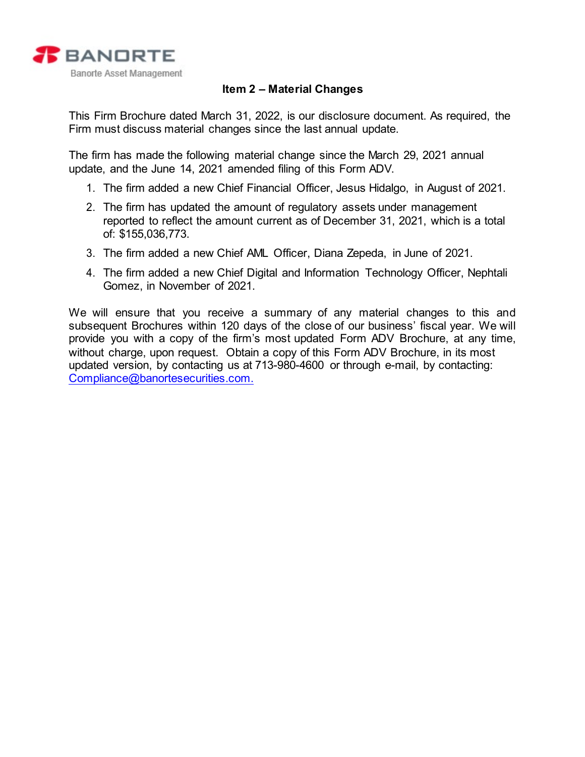## Item 2 – Material Changes

This Firm Brochure dated March 31, 2022, is our disclosure document. As required, the Firm must discuss material changes since the last annual update.

The firm has made the following material change since the March 29, 2021 annual update, and the June 14, 2021 amended filing of this Form ADV.

1. The firm added a new Chief Financial Officer, Jesus Hidalgo, in August of 2021.
2. The firm has updated the amount of regulatory assets under management reported to reflect the amount current as of December 31, 2021, which is a total of: $155,036,773.
3. The firm added a new Chief AML Officer, Diana Zepeda, in June of 2021.
4. The firm added a new Chief Digital and Information Technology Officer, Nephtali Gomez, in November of 2021.

We will ensure that you receive a summary of any material changes to this and subsequent Brochures within 120 days of the close of our business' fiscal year. We will provide you with a copy of the firm's most updated Form ADV Brochure, at any time, without charge, upon request. Obtain a copy of this Form ADV Brochure, in its most updated version, by contacting us at 713-980-4600 or through e-mail, by contacting: Compliance@banortesecurities.com.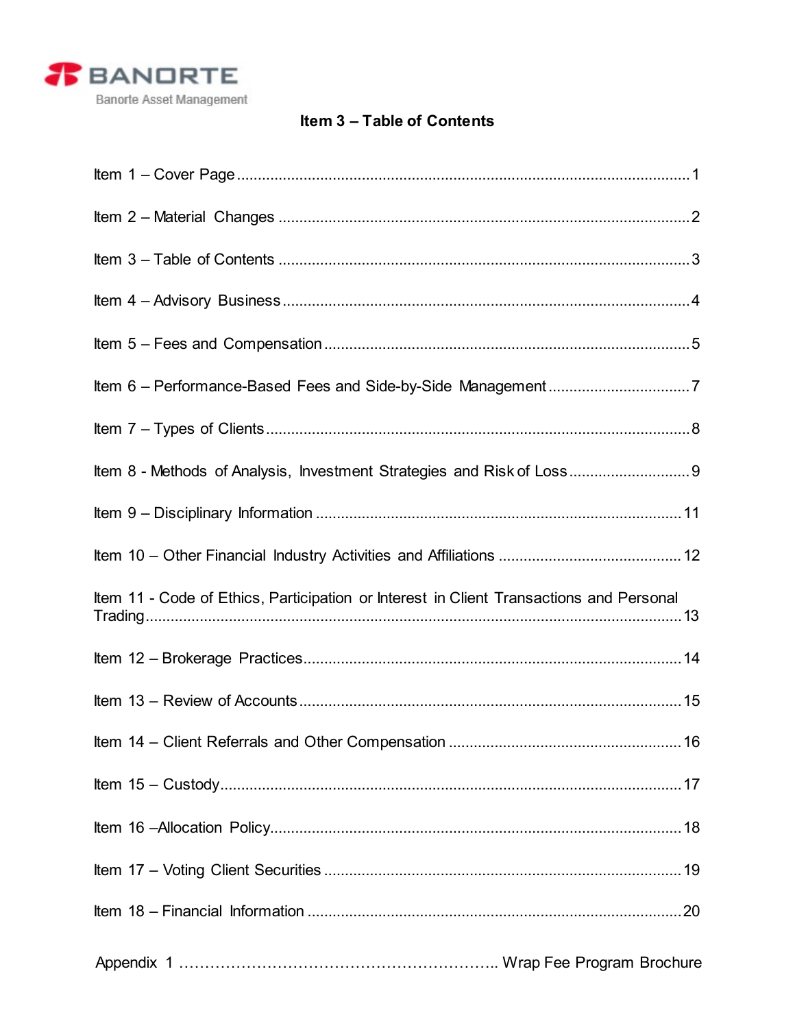Banorte Asset Management

## Item 3 – Table of Contents

Item 1 – Cover Page ............................................................ 1

Item 2 – Material Changes ............................................................ 2

Item 3 – Table of Contents ............................................................ 3

Item 4 – Advisory Business ............................................................ 4

Item 5 – Fees and Compensation ............................................................ 5

Item 6 – Performance-Based Fees and Side-by-Side Management ............................................................ 7

Item 7 – Types of Clients ............................................................ 8

Item 8 - Methods of Analysis, Investment Strategies and Risk of Loss ............................................................ 9

Item 9 – Disciplinary Information ............................................................ 11

Item 10 – Other Financial Industry Activities and Affiliations ............................................................ 12

Item 11 - Code of Ethics, Participation or Interest in Client Transactions and Personal Trading ............................................................ 13

Item 12 – Brokerage Practices ............................................................ 14

Item 13 – Review of Accounts ............................................................ 15

Item 14 – Client Referrals and Other Compensation ............................................................ 16

Item 15 – Custody ............................................................ 17

Item 16 –Allocation Policy ............................................................ 18

Item 17 – Voting Client Securities ............................................................ 19

Item 18 – Financial Information ............................................................ 20

Appendix 1 ............................................................ Wrap Fee Program Brochure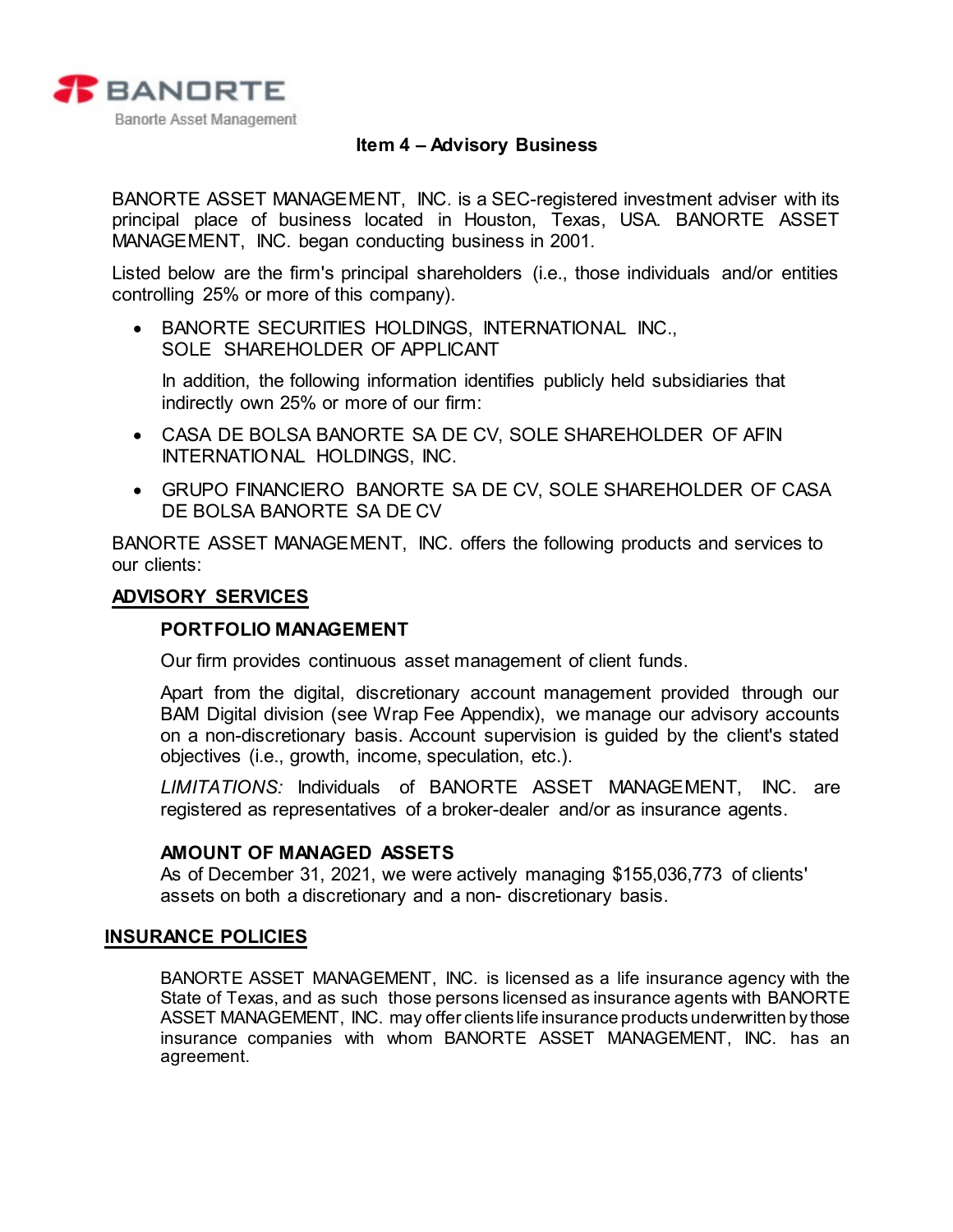## Item 4 – Advisory Business

BANORTE ASSET MANAGEMENT, INC. is a SEC-registered investment adviser with its principal place of business located in Houston, Texas, USA. BANORTE ASSET MANAGEMENT, INC. began conducting business in 2001.

Listed below are the firm's principal shareholders (i.e., those individuals and/or entities controlling 25% or more of this company).

- BANORTE SECURITIES HOLDINGS, INTERNATIONAL INC., SOLE SHAREHOLDER OF APPLICANT

  In addition, the following information identifies publicly held subsidiaries that indirectly own 25% or more of our firm:

- CASA DE BOLSA BANORTE SA DE CV, SOLE SHAREHOLDER OF AFIN INTERNATIONAL HOLDINGS, INC.
- GRUPO FINANCIERO BANORTE SA DE CV, SOLE SHAREHOLDER OF CASA DE BOLSA BANORTE SA DE CV

BANORTE ASSET MANAGEMENT, INC. offers the following products and services to our clients:

### ADVISORY SERVICES

**PORTFOLIO MANAGEMENT**

Our firm provides continuous asset management of client funds.

Apart from the digital, discretionary account management provided through our BAM Digital division (see Wrap Fee Appendix), we manage our advisory accounts on a non-discretionary basis. Account supervision is guided by the client's stated objectives (i.e., growth, income, speculation, etc.).

*LIMITATIONS:* Individuals of BANORTE ASSET MANAGEMENT, INC. are registered as representatives of a broker-dealer and/or as insurance agents.

**AMOUNT OF MANAGED ASSETS**

As of December 31, 2021, we were actively managing $155,036,773 of clients' assets on both a discretionary and a non- discretionary basis.

### INSURANCE POLICIES

BANORTE ASSET MANAGEMENT, INC. is licensed as a life insurance agency with the State of Texas, and as such those persons licensed as insurance agents with BANORTE ASSET MANAGEMENT, INC. may offer clients life insurance products underwritten by those insurance companies with whom BANORTE ASSET MANAGEMENT, INC. has an agreement.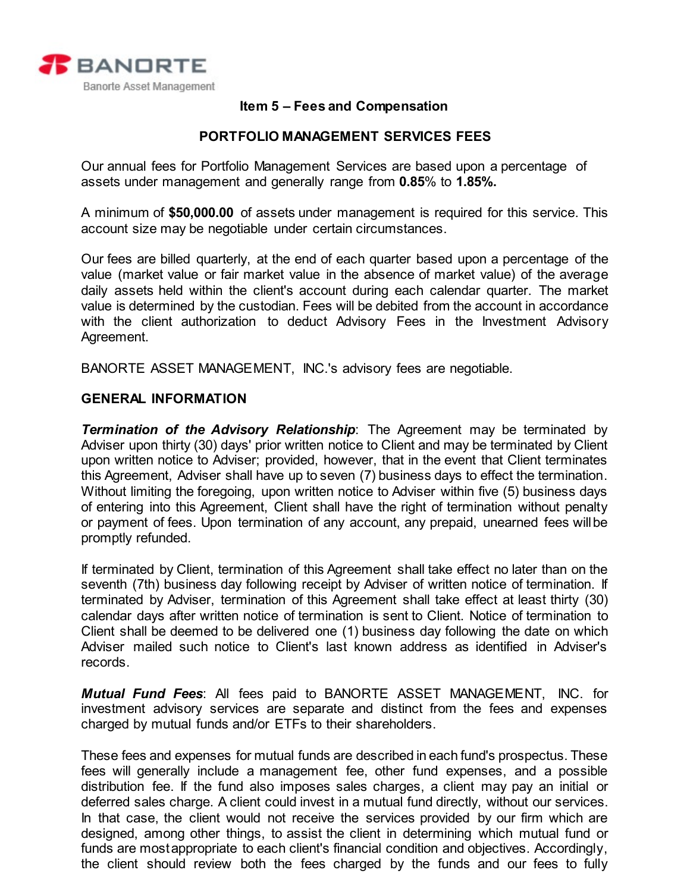### Item 5 – Fees and Compensation

### PORTFOLIO MANAGEMENT SERVICES FEES

Our annual fees for Portfolio Management Services are based upon a percentage of assets under management and generally range from **0.85**% to **1.85%.**

A minimum of **$50,000.00** of assets under management is required for this service. This account size may be negotiable under certain circumstances.

Our fees are billed quarterly, at the end of each quarter based upon a percentage of the value (market value or fair market value in the absence of market value) of the average daily assets held within the client's account during each calendar quarter. The market value is determined by the custodian. Fees will be debited from the account in accordance with the client authorization to deduct Advisory Fees in the Investment Advisory Agreement.

BANORTE ASSET MANAGEMENT, INC.'s advisory fees are negotiable.

**GENERAL INFORMATION**

***Termination of the Advisory Relationship***: The Agreement may be terminated by Adviser upon thirty (30) days' prior written notice to Client and may be terminated by Client upon written notice to Adviser; provided, however, that in the event that Client terminates this Agreement, Adviser shall have up to seven (7) business days to effect the termination. Without limiting the foregoing, upon written notice to Adviser within five (5) business days of entering into this Agreement, Client shall have the right of termination without penalty or payment of fees. Upon termination of any account, any prepaid, unearned fees will be promptly refunded.

If terminated by Client, termination of this Agreement shall take effect no later than on the seventh (7th) business day following receipt by Adviser of written notice of termination. If terminated by Adviser, termination of this Agreement shall take effect at least thirty (30) calendar days after written notice of termination is sent to Client. Notice of termination to Client shall be deemed to be delivered one (1) business day following the date on which Adviser mailed such notice to Client's last known address as identified in Adviser's records.

***Mutual Fund Fees***: All fees paid to BANORTE ASSET MANAGEMENT, INC. for investment advisory services are separate and distinct from the fees and expenses charged by mutual funds and/or ETFs to their shareholders.

These fees and expenses for mutual funds are described in each fund's prospectus. These fees will generally include a management fee, other fund expenses, and a possible distribution fee. If the fund also imposes sales charges, a client may pay an initial or deferred sales charge. A client could invest in a mutual fund directly, without our services. In that case, the client would not receive the services provided by our firm which are designed, among other things, to assist the client in determining which mutual fund or funds are most appropriate to each client's financial condition and objectives. Accordingly, the client should review both the fees charged by the funds and our fees to fully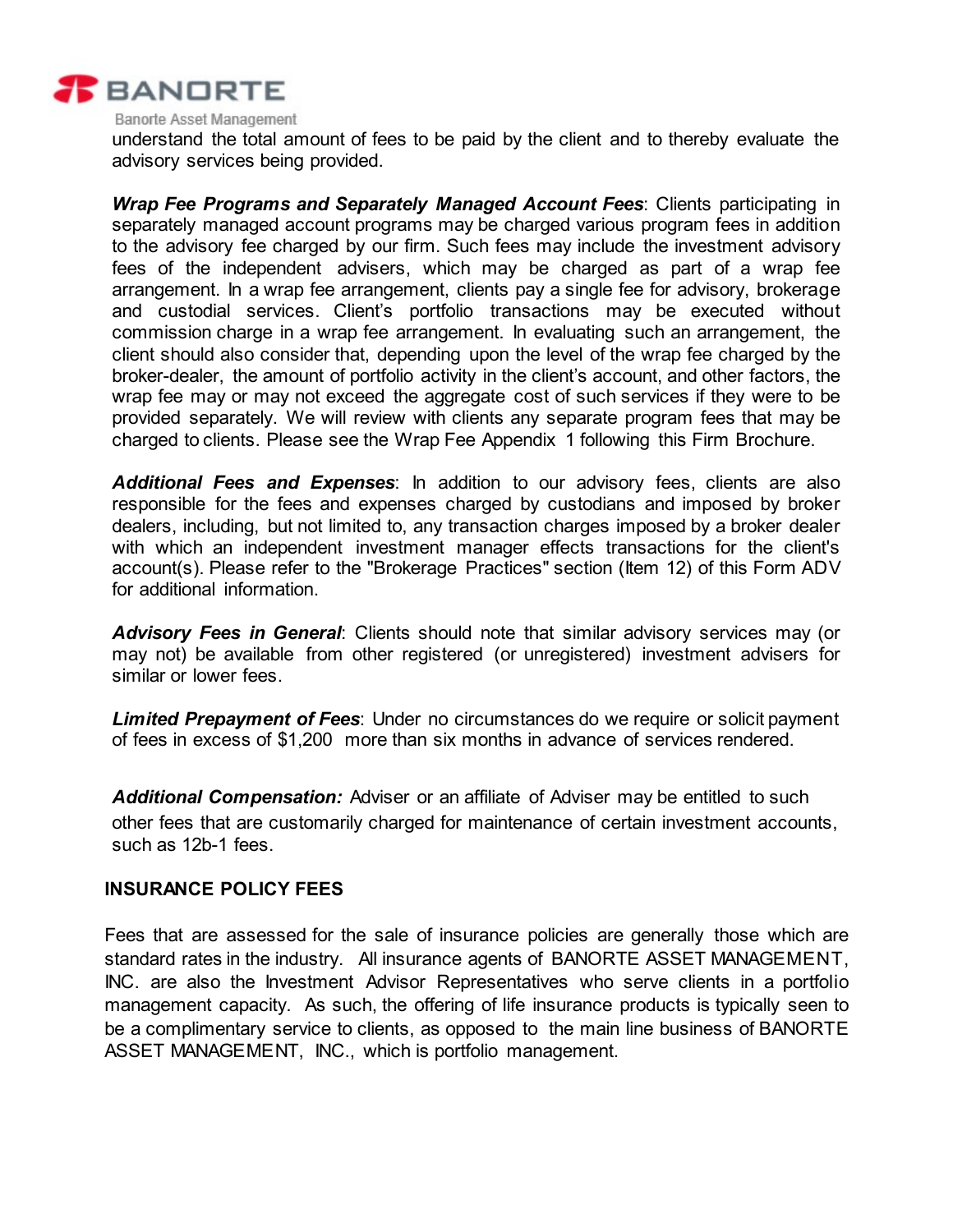understand the total amount of fees to be paid by the client and to thereby evaluate the advisory services being provided.

***Wrap Fee Programs and Separately Managed Account Fees***: Clients participating in separately managed account programs may be charged various program fees in addition to the advisory fee charged by our firm. Such fees may include the investment advisory fees of the independent advisers, which may be charged as part of a wrap fee arrangement. In a wrap fee arrangement, clients pay a single fee for advisory, brokerage and custodial services. Client's portfolio transactions may be executed without commission charge in a wrap fee arrangement. In evaluating such an arrangement, the client should also consider that, depending upon the level of the wrap fee charged by the broker-dealer, the amount of portfolio activity in the client's account, and other factors, the wrap fee may or may not exceed the aggregate cost of such services if they were to be provided separately. We will review with clients any separate program fees that may be charged to clients. Please see the Wrap Fee Appendix 1 following this Firm Brochure.

***Additional Fees and Expenses***: In addition to our advisory fees, clients are also responsible for the fees and expenses charged by custodians and imposed by broker dealers, including, but not limited to, any transaction charges imposed by a broker dealer with which an independent investment manager effects transactions for the client's account(s). Please refer to the "Brokerage Practices" section (Item 12) of this Form ADV for additional information.

***Advisory Fees in General***: Clients should note that similar advisory services may (or may not) be available from other registered (or unregistered) investment advisers for similar or lower fees.

***Limited Prepayment of Fees***: Under no circumstances do we require or solicit payment of fees in excess of $1,200 more than six months in advance of services rendered.

***Additional Compensation:*** Adviser or an affiliate of Adviser may be entitled to such other fees that are customarily charged for maintenance of certain investment accounts, such as 12b-1 fees.

**INSURANCE POLICY FEES**

Fees that are assessed for the sale of insurance policies are generally those which are standard rates in the industry. All insurance agents of BANORTE ASSET MANAGEMENT, INC. are also the Investment Advisor Representatives who serve clients in a portfolio management capacity. As such, the offering of life insurance products is typically seen to be a complimentary service to clients, as opposed to the main line business of BANORTE ASSET MANAGEMENT, INC., which is portfolio management.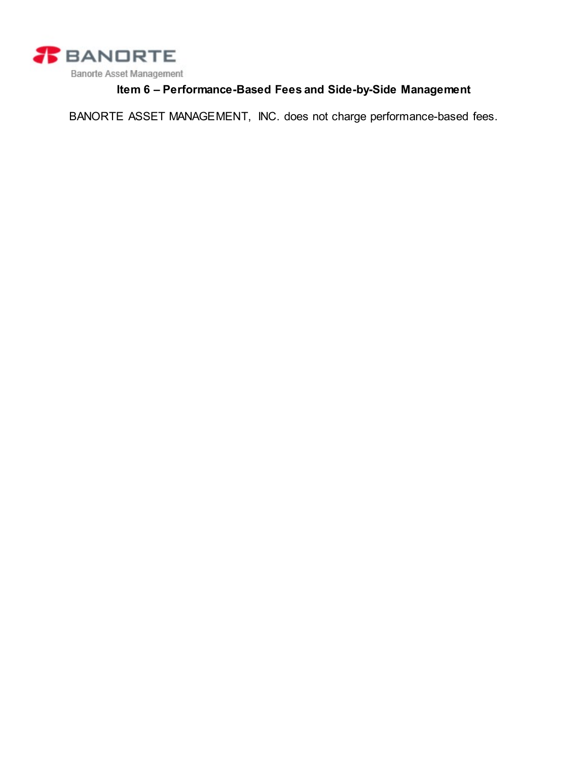## Item 6 – Performance-Based Fees and Side-by-Side Management

BANORTE ASSET MANAGEMENT, INC. does not charge performance-based fees.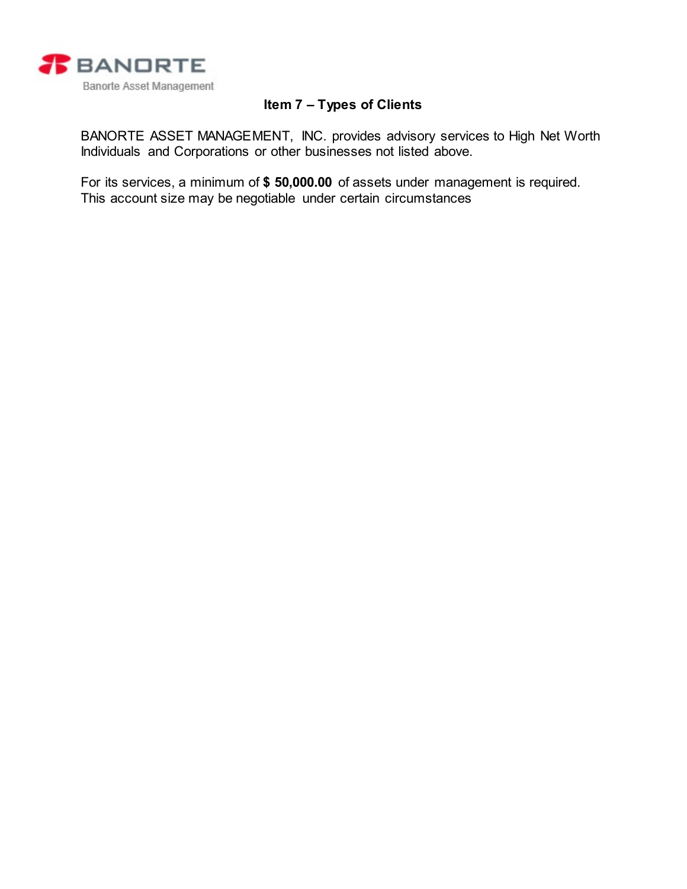## Item 7 – Types of Clients

BANORTE ASSET MANAGEMENT, INC. provides advisory services to High Net Worth Individuals and Corporations or other businesses not listed above.

For its services, a minimum of **$ 50,000.00** of assets under management is required. This account size may be negotiable under certain circumstances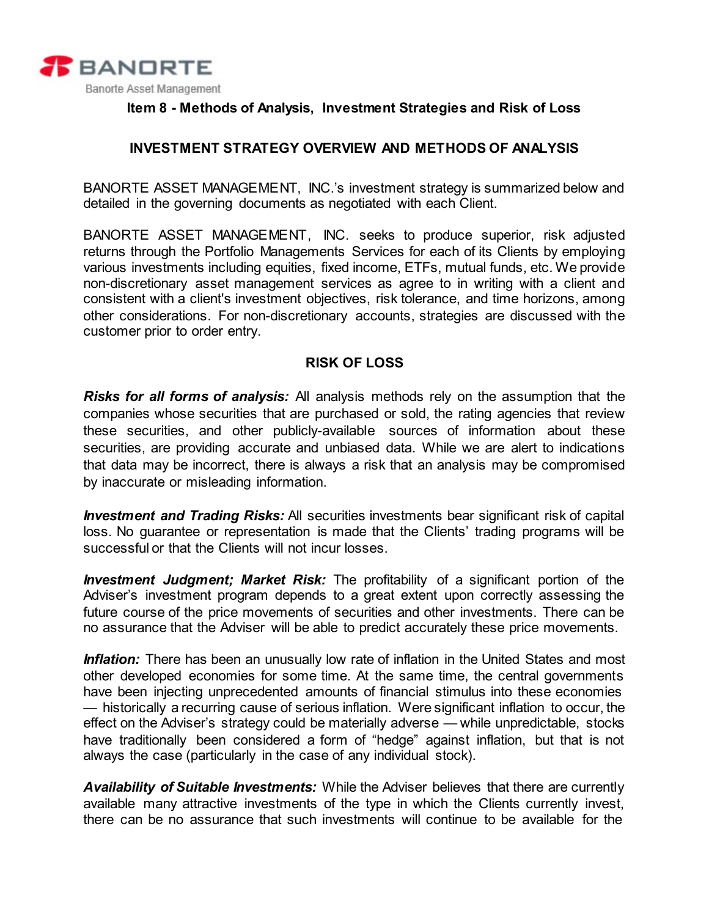## Item 8 - Methods of Analysis, Investment Strategies and Risk of Loss

### INVESTMENT STRATEGY OVERVIEW AND METHODS OF ANALYSIS

BANORTE ASSET MANAGEMENT, INC.'s investment strategy is summarized below and detailed in the governing documents as negotiated with each Client.

BANORTE ASSET MANAGEMENT, INC. seeks to produce superior, risk adjusted returns through the Portfolio Managements Services for each of its Clients by employing various investments including equities, fixed income, ETFs, mutual funds, etc. We provide non-discretionary asset management services as agree to in writing with a client and consistent with a client's investment objectives, risk tolerance, and time horizons, among other considerations. For non-discretionary accounts, strategies are discussed with the customer prior to order entry.

### RISK OF LOSS

***Risks for all forms of analysis:*** All analysis methods rely on the assumption that the companies whose securities that are purchased or sold, the rating agencies that review these securities, and other publicly-available sources of information about these securities, are providing accurate and unbiased data. While we are alert to indications that data may be incorrect, there is always a risk that an analysis may be compromised by inaccurate or misleading information.

***Investment and Trading Risks:*** All securities investments bear significant risk of capital loss. No guarantee or representation is made that the Clients' trading programs will be successful or that the Clients will not incur losses.

***Investment Judgment; Market Risk:*** The profitability of a significant portion of the Adviser's investment program depends to a great extent upon correctly assessing the future course of the price movements of securities and other investments. There can be no assurance that the Adviser will be able to predict accurately these price movements.

***Inflation:*** There has been an unusually low rate of inflation in the United States and most other developed economies for some time. At the same time, the central governments have been injecting unprecedented amounts of financial stimulus into these economies — historically a recurring cause of serious inflation. Were significant inflation to occur, the effect on the Adviser's strategy could be materially adverse — while unpredictable, stocks have traditionally been considered a form of "hedge" against inflation, but that is not always the case (particularly in the case of any individual stock).

***Availability of Suitable Investments:*** While the Adviser believes that there are currently available many attractive investments of the type in which the Clients currently invest, there can be no assurance that such investments will continue to be available for the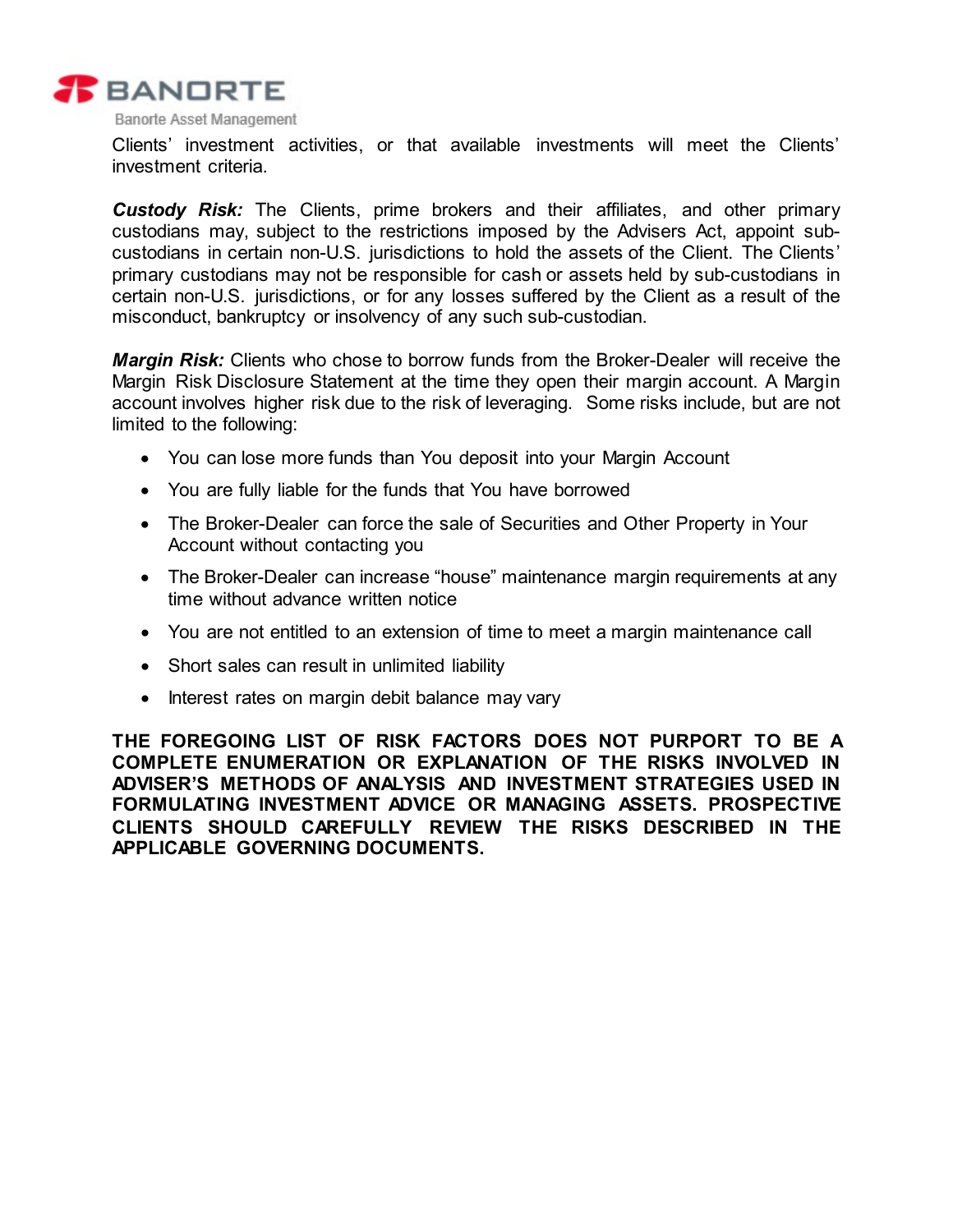Clients' investment activities, or that available investments will meet the Clients' investment criteria.

***Custody Risk:*** The Clients, prime brokers and their affiliates, and other primary custodians may, subject to the restrictions imposed by the Advisers Act, appoint sub-custodians in certain non-U.S. jurisdictions to hold the assets of the Client. The Clients' primary custodians may not be responsible for cash or assets held by sub-custodians in certain non-U.S. jurisdictions, or for any losses suffered by the Client as a result of the misconduct, bankruptcy or insolvency of any such sub-custodian.

***Margin Risk:*** Clients who chose to borrow funds from the Broker-Dealer will receive the Margin Risk Disclosure Statement at the time they open their margin account. A Margin account involves higher risk due to the risk of leveraging. Some risks include, but are not limited to the following:

- You can lose more funds than You deposit into your Margin Account
- You are fully liable for the funds that You have borrowed
- The Broker-Dealer can force the sale of Securities and Other Property in Your Account without contacting you
- The Broker-Dealer can increase "house" maintenance margin requirements at any time without advance written notice
- You are not entitled to an extension of time to meet a margin maintenance call
- Short sales can result in unlimited liability
- Interest rates on margin debit balance may vary

**THE FOREGOING LIST OF RISK FACTORS DOES NOT PURPORT TO BE A COMPLETE ENUMERATION OR EXPLANATION OF THE RISKS INVOLVED IN ADVISER'S METHODS OF ANALYSIS AND INVESTMENT STRATEGIES USED IN FORMULATING INVESTMENT ADVICE OR MANAGING ASSETS. PROSPECTIVE CLIENTS SHOULD CAREFULLY REVIEW THE RISKS DESCRIBED IN THE APPLICABLE GOVERNING DOCUMENTS.**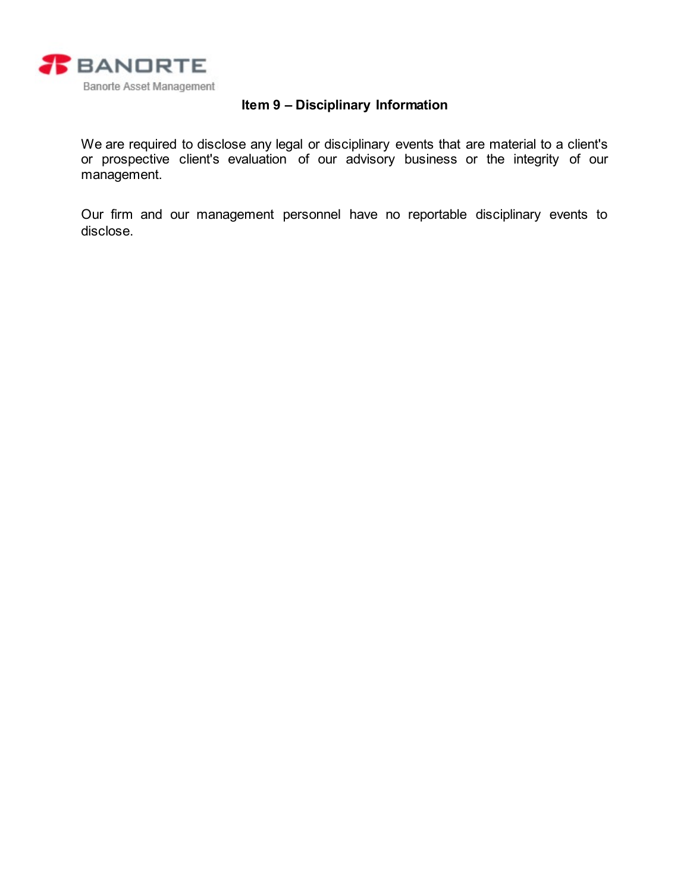## Item 9 – Disciplinary Information

We are required to disclose any legal or disciplinary events that are material to a client's or prospective client's evaluation of our advisory business or the integrity of our management.

Our firm and our management personnel have no reportable disciplinary events to disclose.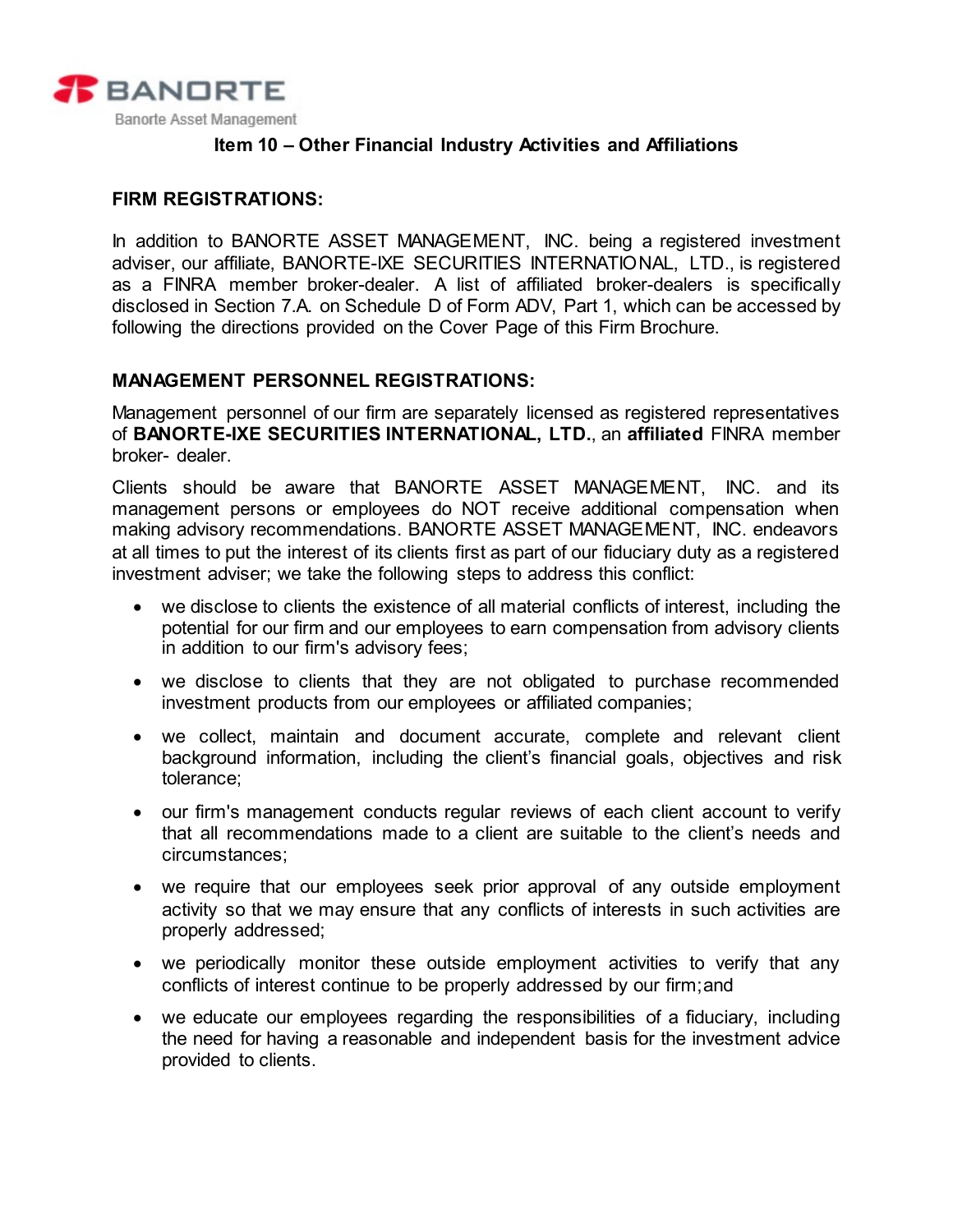## Item 10 – Other Financial Industry Activities and Affiliations

### FIRM REGISTRATIONS:

In addition to BANORTE ASSET MANAGEMENT, INC. being a registered investment adviser, our affiliate, BANORTE-IXE SECURITIES INTERNATIONAL, LTD., is registered as a FINRA member broker-dealer. A list of affiliated broker-dealers is specifically disclosed in Section 7.A. on Schedule D of Form ADV, Part 1, which can be accessed by following the directions provided on the Cover Page of this Firm Brochure.

### MANAGEMENT PERSONNEL REGISTRATIONS:

Management personnel of our firm are separately licensed as registered representatives of **BANORTE-IXE SECURITIES INTERNATIONAL, LTD.**, an **affiliated** FINRA member broker- dealer.

Clients should be aware that BANORTE ASSET MANAGEMENT, INC. and its management persons or employees do NOT receive additional compensation when making advisory recommendations. BANORTE ASSET MANAGEMENT, INC. endeavors at all times to put the interest of its clients first as part of our fiduciary duty as a registered investment adviser; we take the following steps to address this conflict:

- we disclose to clients the existence of all material conflicts of interest, including the potential for our firm and our employees to earn compensation from advisory clients in addition to our firm's advisory fees;
- we disclose to clients that they are not obligated to purchase recommended investment products from our employees or affiliated companies;
- we collect, maintain and document accurate, complete and relevant client background information, including the client's financial goals, objectives and risk tolerance;
- our firm's management conducts regular reviews of each client account to verify that all recommendations made to a client are suitable to the client's needs and circumstances;
- we require that our employees seek prior approval of any outside employment activity so that we may ensure that any conflicts of interests in such activities are properly addressed;
- we periodically monitor these outside employment activities to verify that any conflicts of interest continue to be properly addressed by our firm; and
- we educate our employees regarding the responsibilities of a fiduciary, including the need for having a reasonable and independent basis for the investment advice provided to clients.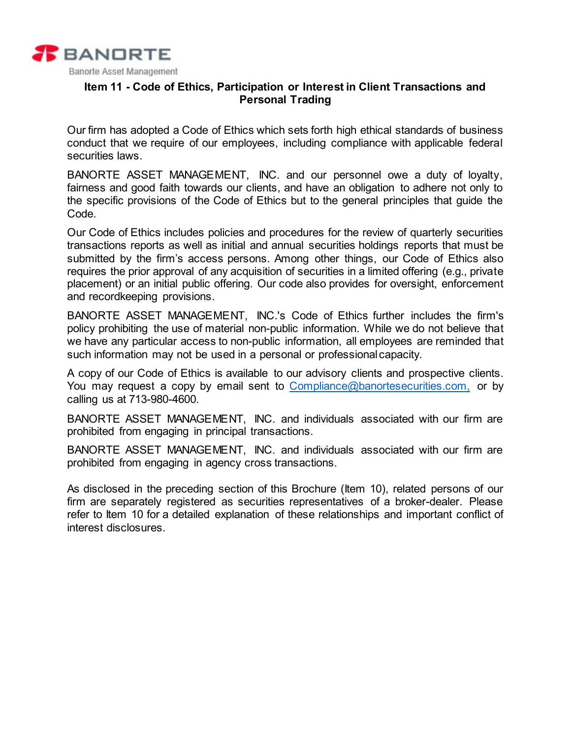## Item 11 - Code of Ethics, Participation or Interest in Client Transactions and Personal Trading

Our firm has adopted a Code of Ethics which sets forth high ethical standards of business conduct that we require of our employees, including compliance with applicable federal securities laws.

BANORTE ASSET MANAGEMENT, INC. and our personnel owe a duty of loyalty, fairness and good faith towards our clients, and have an obligation to adhere not only to the specific provisions of the Code of Ethics but to the general principles that guide the Code.

Our Code of Ethics includes policies and procedures for the review of quarterly securities transactions reports as well as initial and annual securities holdings reports that must be submitted by the firm's access persons. Among other things, our Code of Ethics also requires the prior approval of any acquisition of securities in a limited offering (e.g., private placement) or an initial public offering. Our code also provides for oversight, enforcement and recordkeeping provisions.

BANORTE ASSET MANAGEMENT, INC.'s Code of Ethics further includes the firm's policy prohibiting the use of material non-public information. While we do not believe that we have any particular access to non-public information, all employees are reminded that such information may not be used in a personal or professional capacity.

A copy of our Code of Ethics is available to our advisory clients and prospective clients. You may request a copy by email sent to Compliance@banortesecurities.com, or by calling us at 713-980-4600.

BANORTE ASSET MANAGEMENT, INC. and individuals associated with our firm are prohibited from engaging in principal transactions.

BANORTE ASSET MANAGEMENT, INC. and individuals associated with our firm are prohibited from engaging in agency cross transactions.

As disclosed in the preceding section of this Brochure (Item 10), related persons of our firm are separately registered as securities representatives of a broker-dealer. Please refer to Item 10 for a detailed explanation of these relationships and important conflict of interest disclosures.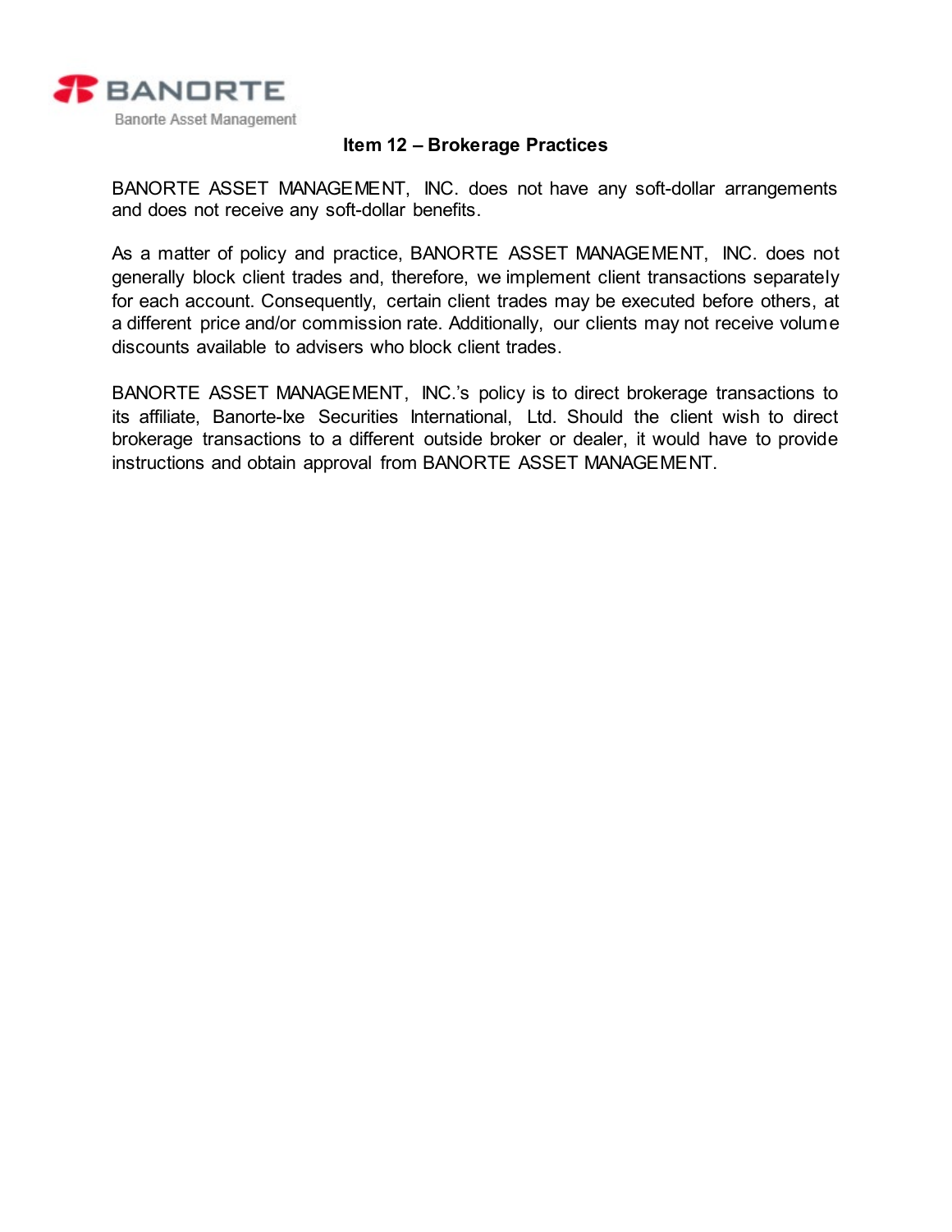## Item 12 – Brokerage Practices

BANORTE ASSET MANAGEMENT, INC. does not have any soft-dollar arrangements and does not receive any soft-dollar benefits.

As a matter of policy and practice, BANORTE ASSET MANAGEMENT, INC. does not generally block client trades and, therefore, we implement client transactions separately for each account. Consequently, certain client trades may be executed before others, at a different price and/or commission rate. Additionally, our clients may not receive volume discounts available to advisers who block client trades.

BANORTE ASSET MANAGEMENT, INC.'s policy is to direct brokerage transactions to its affiliate, Banorte-Ixe Securities International, Ltd. Should the client wish to direct brokerage transactions to a different outside broker or dealer, it would have to provide instructions and obtain approval from BANORTE ASSET MANAGEMENT.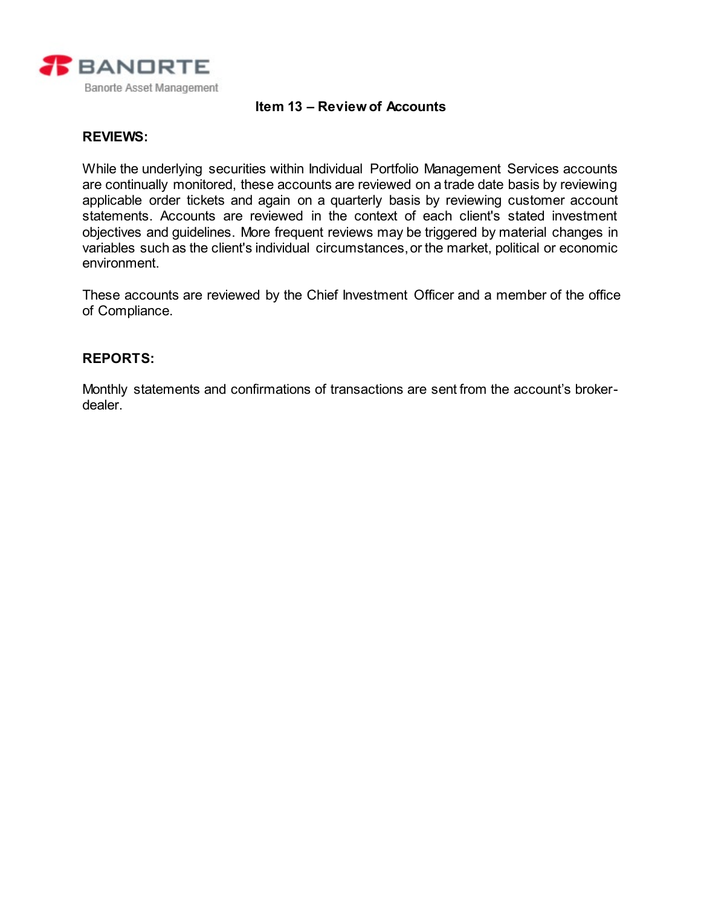## Item 13 – Review of Accounts

**REVIEWS:**

While the underlying securities within Individual Portfolio Management Services accounts are continually monitored, these accounts are reviewed on a trade date basis by reviewing applicable order tickets and again on a quarterly basis by reviewing customer account statements. Accounts are reviewed in the context of each client's stated investment objectives and guidelines. More frequent reviews may be triggered by material changes in variables such as the client's individual circumstances, or the market, political or economic environment.

These accounts are reviewed by the Chief Investment Officer and a member of the office of Compliance.

**REPORTS:**

Monthly statements and confirmations of transactions are sent from the account's broker-dealer.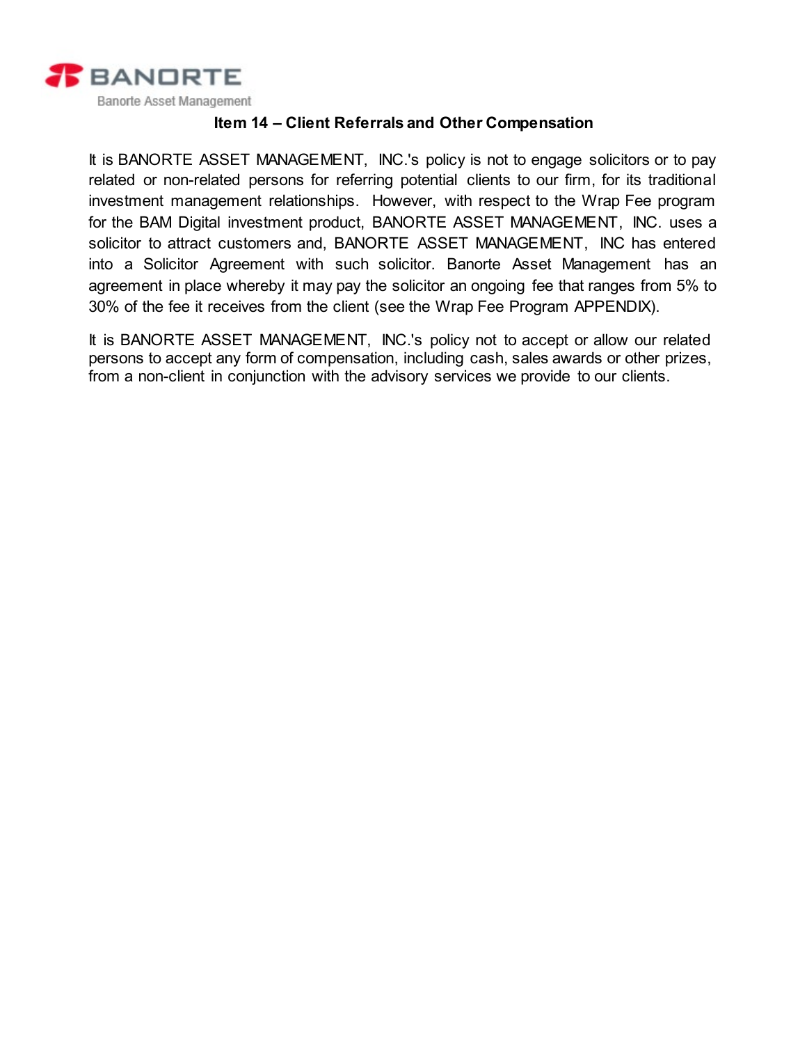## Item 14 – Client Referrals and Other Compensation

It is BANORTE ASSET MANAGEMENT, INC.'s policy is not to engage solicitors or to pay related or non-related persons for referring potential clients to our firm, for its traditional investment management relationships. However, with respect to the Wrap Fee program for the BAM Digital investment product, BANORTE ASSET MANAGEMENT, INC. uses a solicitor to attract customers and, BANORTE ASSET MANAGEMENT, INC has entered into a Solicitor Agreement with such solicitor. Banorte Asset Management has an agreement in place whereby it may pay the solicitor an ongoing fee that ranges from 5% to 30% of the fee it receives from the client (see the Wrap Fee Program APPENDIX).

It is BANORTE ASSET MANAGEMENT, INC.'s policy not to accept or allow our related persons to accept any form of compensation, including cash, sales awards or other prizes, from a non-client in conjunction with the advisory services we provide to our clients.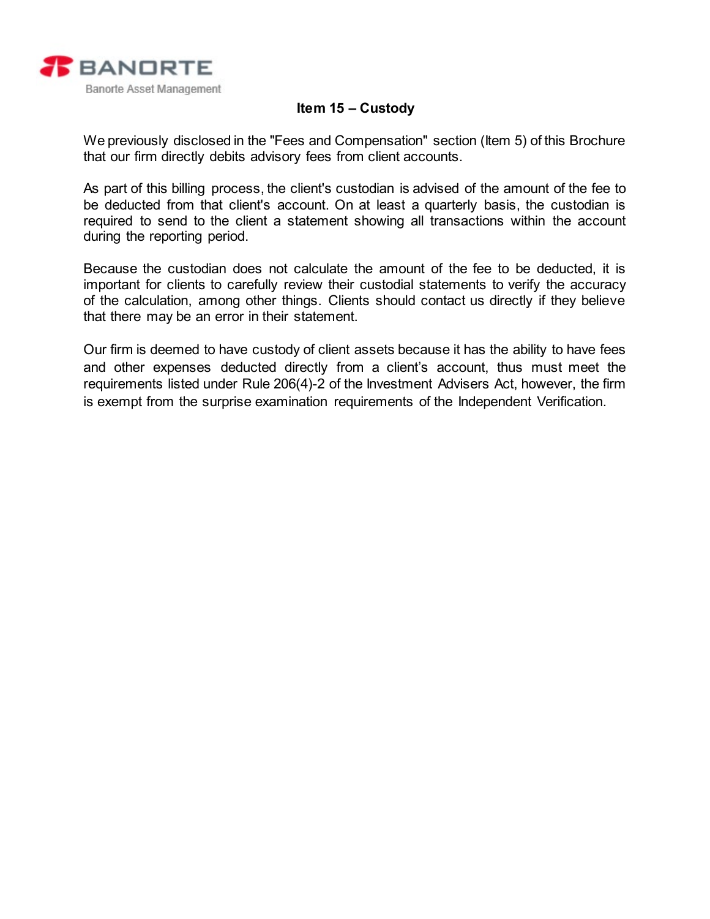## Item 15 – Custody

We previously disclosed in the "Fees and Compensation" section (Item 5) of this Brochure that our firm directly debits advisory fees from client accounts.

As part of this billing process, the client's custodian is advised of the amount of the fee to be deducted from that client's account. On at least a quarterly basis, the custodian is required to send to the client a statement showing all transactions within the account during the reporting period.

Because the custodian does not calculate the amount of the fee to be deducted, it is important for clients to carefully review their custodial statements to verify the accuracy of the calculation, among other things. Clients should contact us directly if they believe that there may be an error in their statement.

Our firm is deemed to have custody of client assets because it has the ability to have fees and other expenses deducted directly from a client's account, thus must meet the requirements listed under Rule 206(4)-2 of the Investment Advisers Act, however, the firm is exempt from the surprise examination requirements of the Independent Verification.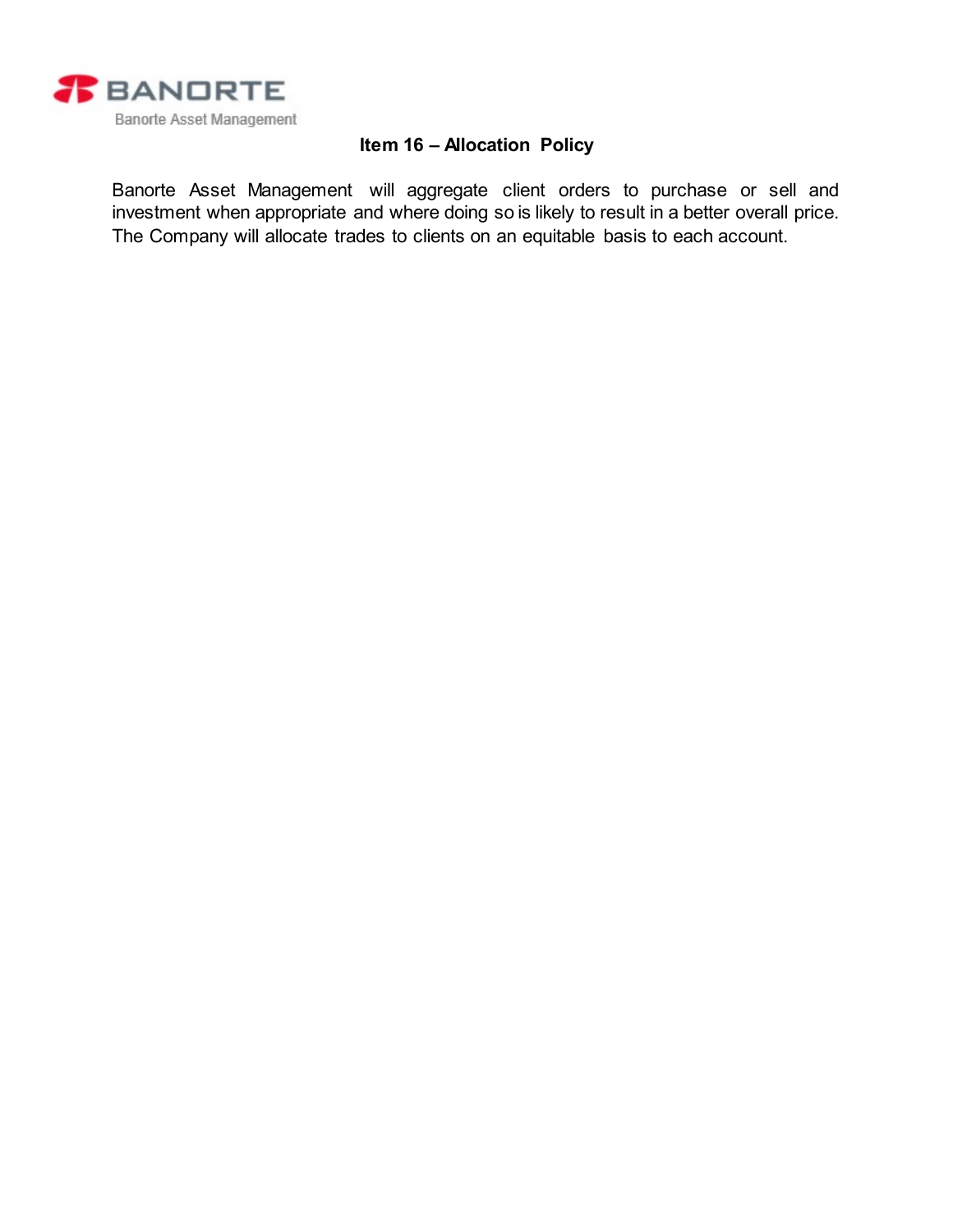# Item 16 – Allocation Policy

Banorte Asset Management will aggregate client orders to purchase or sell and investment when appropriate and where doing so is likely to result in a better overall price. The Company will allocate trades to clients on an equitable basis to each account.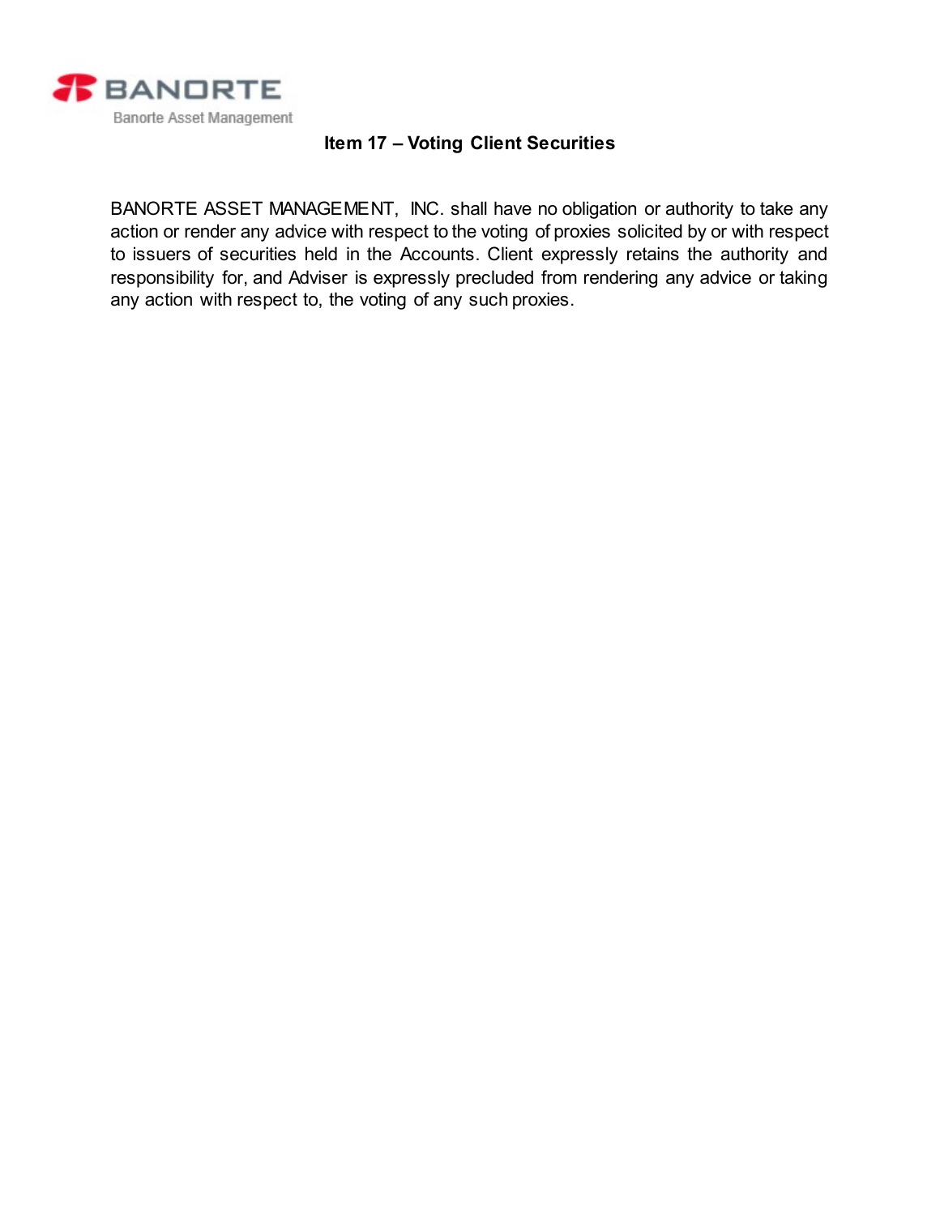## Item 17 – Voting Client Securities

BANORTE ASSET MANAGEMENT, INC. shall have no obligation or authority to take any action or render any advice with respect to the voting of proxies solicited by or with respect to issuers of securities held in the Accounts. Client expressly retains the authority and responsibility for, and Adviser is expressly precluded from rendering any advice or taking any action with respect to, the voting of any such proxies.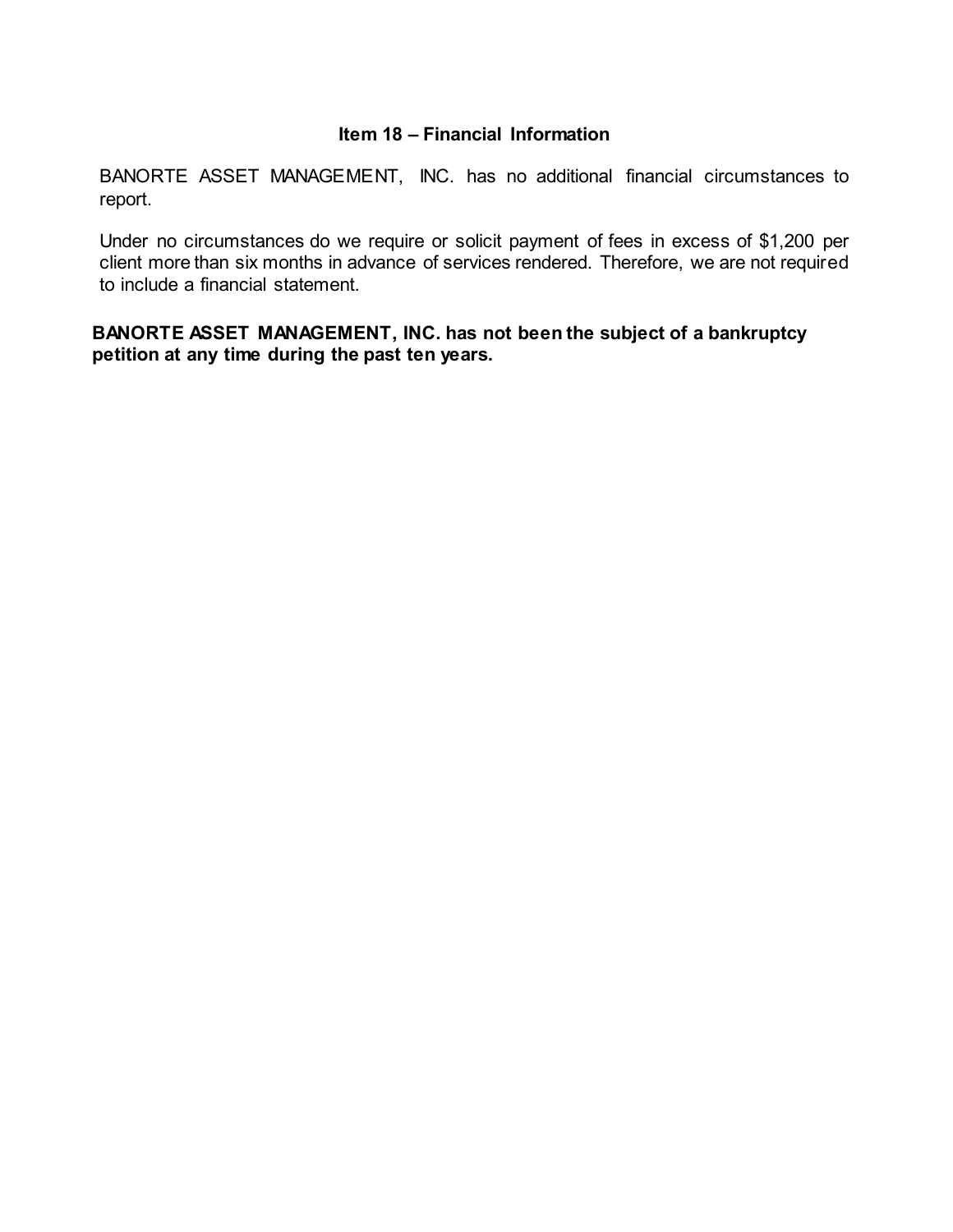## Item 18 – Financial Information

BANORTE ASSET MANAGEMENT, INC. has no additional financial circumstances to report.

Under no circumstances do we require or solicit payment of fees in excess of $1,200 per client more than six months in advance of services rendered. Therefore, we are not required to include a financial statement.

**BANORTE ASSET MANAGEMENT, INC. has not been the subject of a bankruptcy petition at any time during the past ten years.**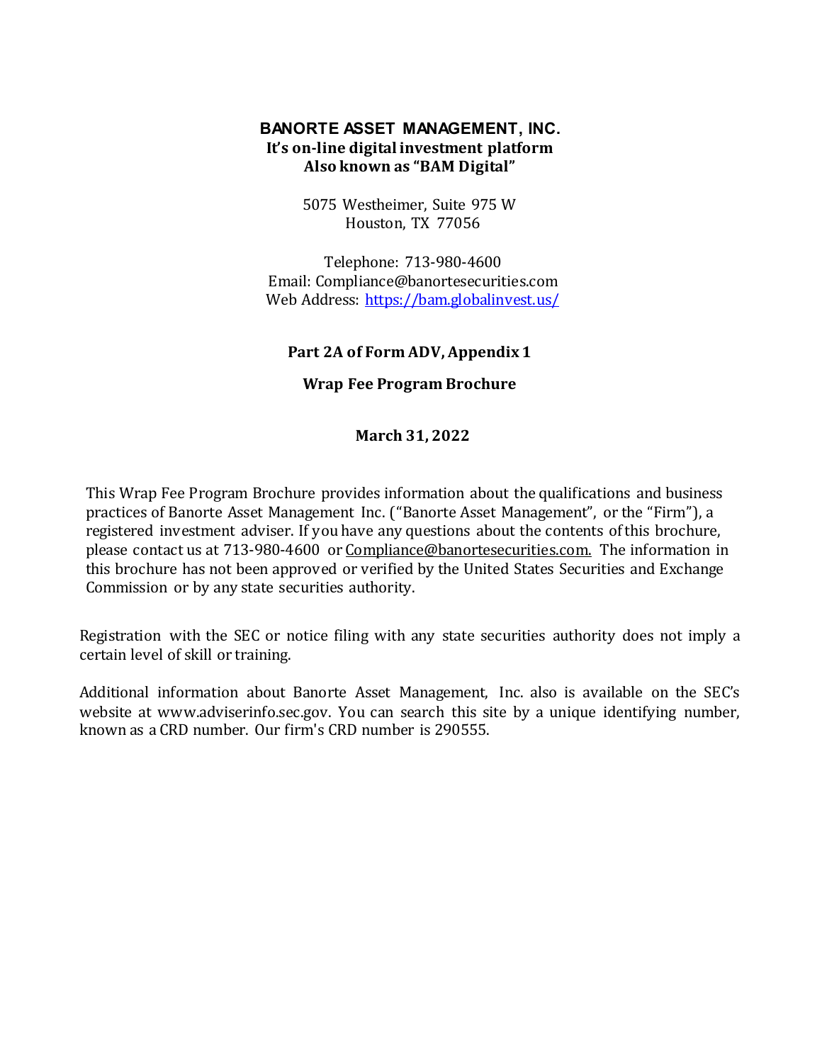**BANORTE ASSET MANAGEMENT, INC.**
**It's on-line digital investment platform**
**Also known as "BAM Digital"**

5075 Westheimer, Suite 975 W
Houston, TX 77056

Telephone: 713-980-4600
Email: Compliance@banortesecurities.com
Web Address: https://bam.globalinvest.us/

**Part 2A of Form ADV, Appendix 1**

**Wrap Fee Program Brochure**

**March 31, 2022**

This Wrap Fee Program Brochure provides information about the qualifications and business practices of Banorte Asset Management Inc. ("Banorte Asset Management", or the "Firm"), a registered investment adviser. If you have any questions about the contents of this brochure, please contact us at 713-980-4600 or Compliance@banortesecurities.com. The information in this brochure has not been approved or verified by the United States Securities and Exchange Commission or by any state securities authority.

Registration with the SEC or notice filing with any state securities authority does not imply a certain level of skill or training.

Additional information about Banorte Asset Management, Inc. also is available on the SEC's website at www.adviserinfo.sec.gov. You can search this site by a unique identifying number, known as a CRD number. Our firm's CRD number is 290555.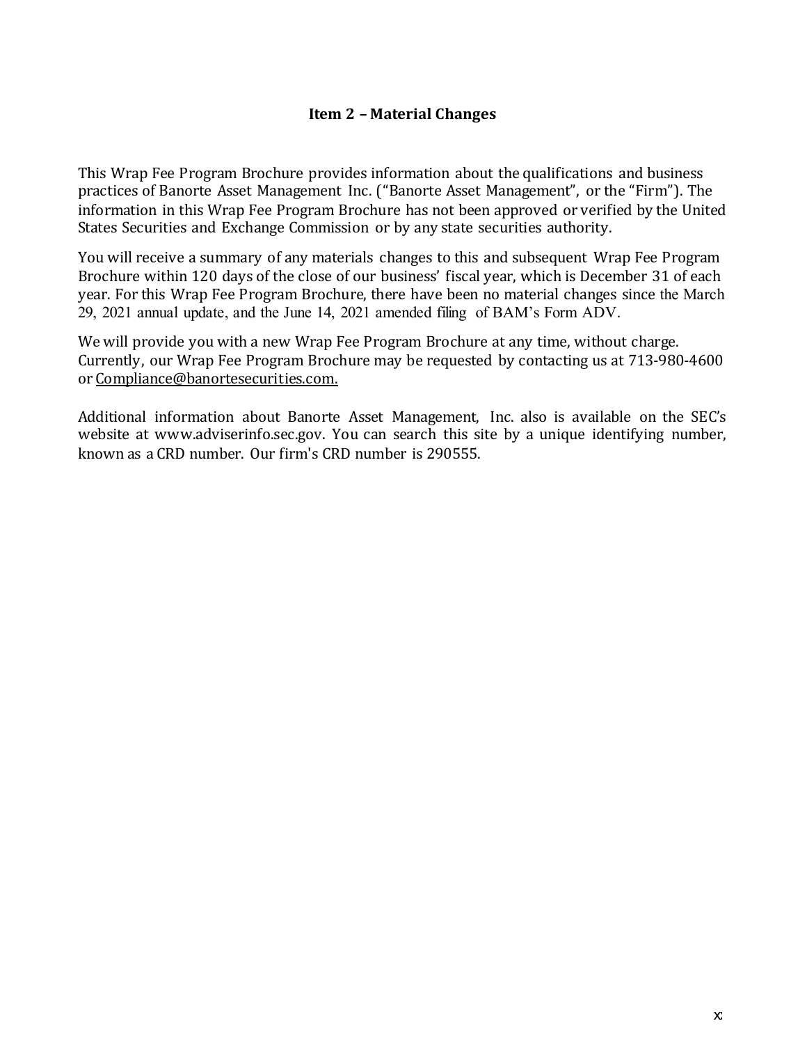## Item 2 – Material Changes

This Wrap Fee Program Brochure provides information about the qualifications and business practices of Banorte Asset Management Inc. ("Banorte Asset Management", or the "Firm"). The information in this Wrap Fee Program Brochure has not been approved or verified by the United States Securities and Exchange Commission or by any state securities authority.

You will receive a summary of any materials changes to this and subsequent Wrap Fee Program Brochure within 120 days of the close of our business' fiscal year, which is December 31 of each year. For this Wrap Fee Program Brochure, there have been no material changes since the March 29, 2021 annual update, and the June 14, 2021 amended filing of BAM's Form ADV.

We will provide you with a new Wrap Fee Program Brochure at any time, without charge. Currently, our Wrap Fee Program Brochure may be requested by contacting us at 713-980-4600 or Compliance@banortesecurities.com.

Additional information about Banorte Asset Management, Inc. also is available on the SEC's website at www.adviserinfo.sec.gov. You can search this site by a unique identifying number, known as a CRD number. Our firm's CRD number is 290555.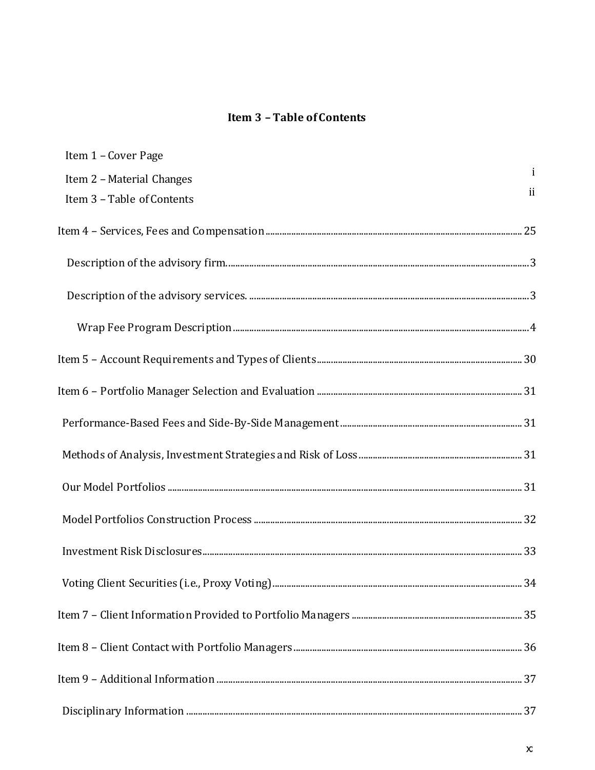## Item 3 – Table of Contents

Item 1 – Cover Page

Item 2 – Material Changes ..... i

Item 3 – Table of Contents ..... ii

Item 4 – Services, Fees and Compensation ..... 25

Description of the advisory firm. ..... 3

Description of the advisory services. ..... 3

Wrap Fee Program Description ..... 4

Item 5 – Account Requirements and Types of Clients ..... 30

Item 6 – Portfolio Manager Selection and Evaluation ..... 31

Performance-Based Fees and Side-By-Side Management ..... 31

Methods of Analysis, Investment Strategies and Risk of Loss ..... 31

Our Model Portfolios ..... 31

Model Portfolios Construction Process ..... 32

Investment Risk Disclosures ..... 33

Voting Client Securities (i.e., Proxy Voting) ..... 34

Item 7 – Client Information Provided to Portfolio Managers ..... 35

Item 8 – Client Contact with Portfolio Managers ..... 36

Item 9 – Additional Information ..... 37

Disciplinary Information ..... 37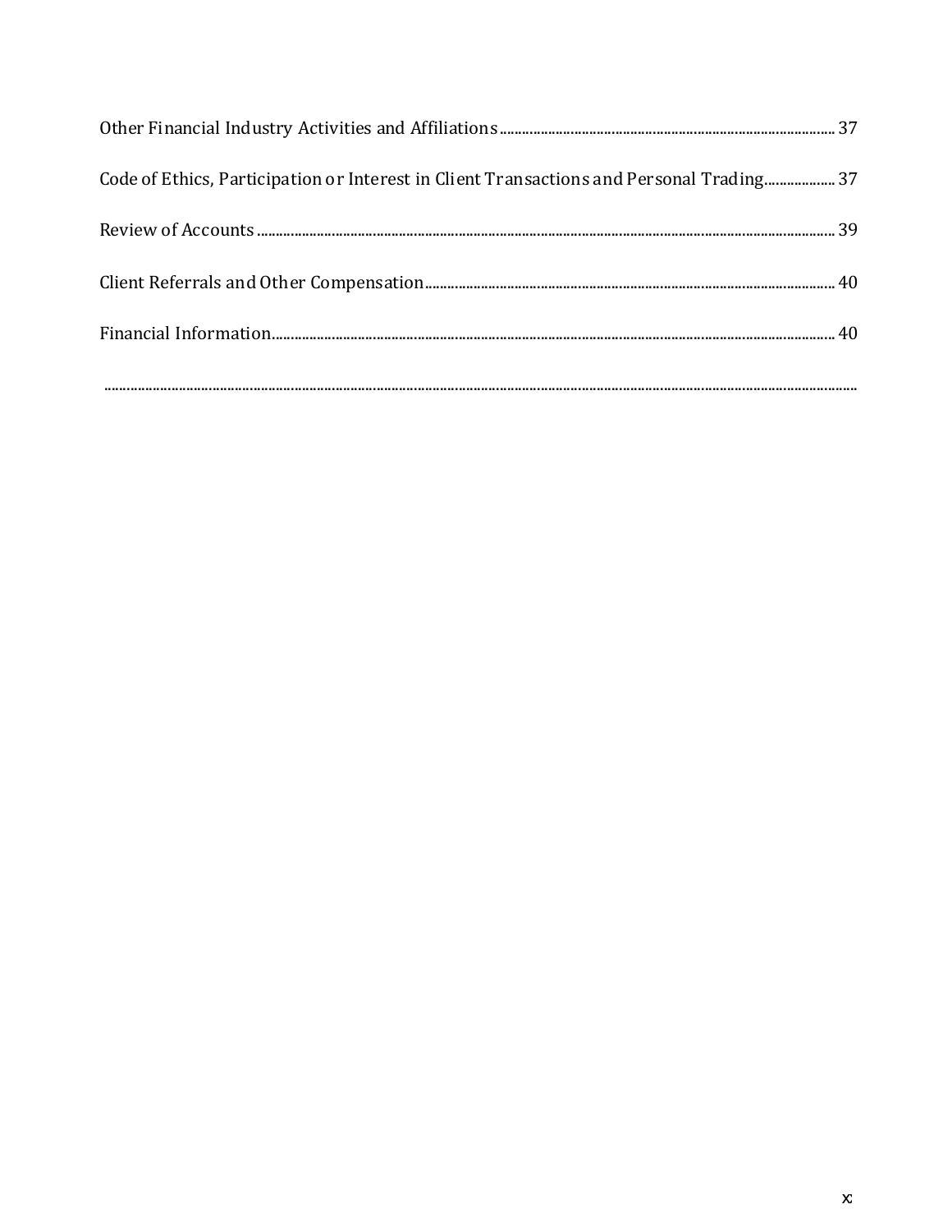Other Financial Industry Activities and Affiliations ........................................................................................ 37

Code of Ethics, Participation or Interest in Client Transactions and Personal Trading................... 37

Review of Accounts ........................................................................................................................................... 39

Client Referrals and Other Compensation.................................................................................................. 40

Financial Information........................................................................................................................................ 40

...........................................................................................................................................................................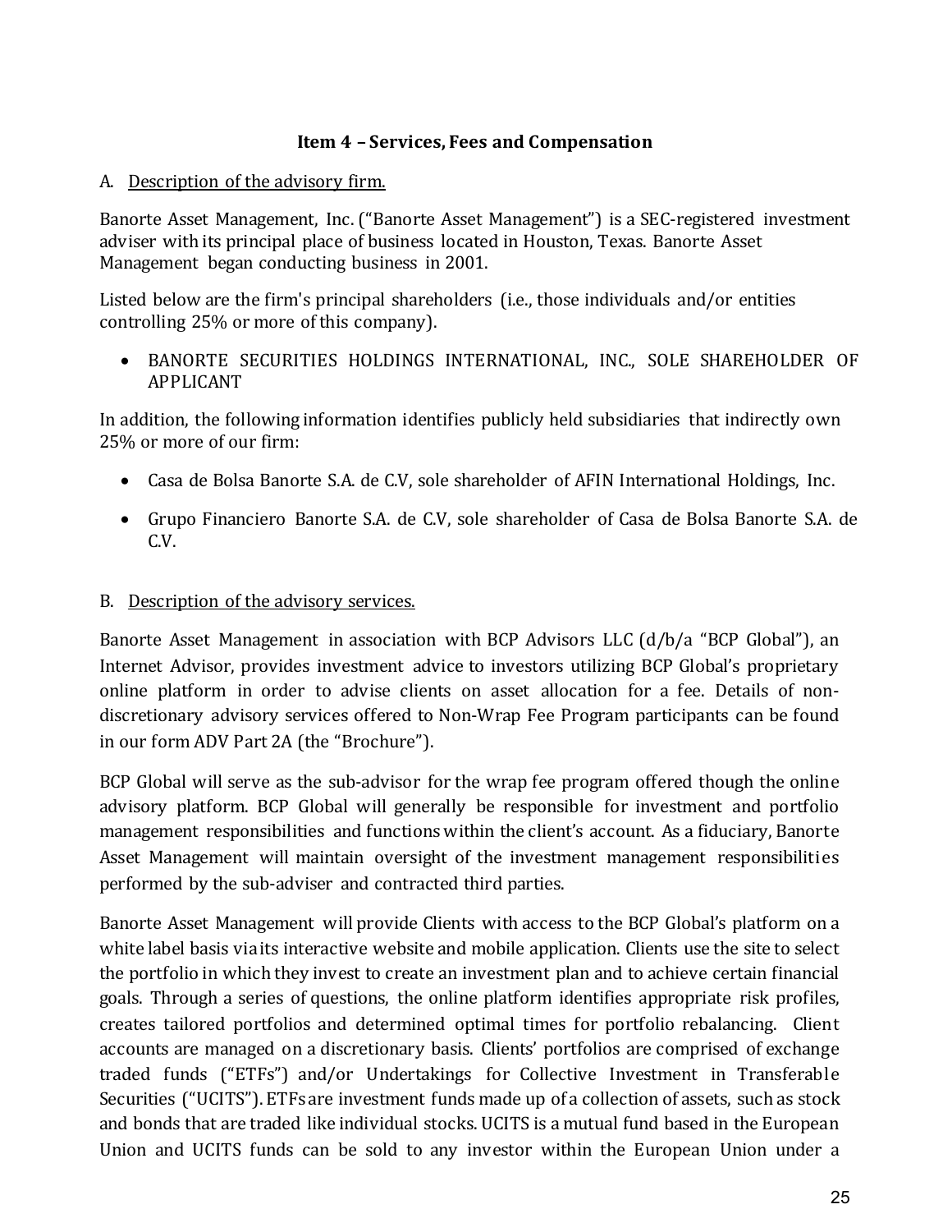## Item 4 – Services, Fees and Compensation

A. Description of the advisory firm.

Banorte Asset Management, Inc. ("Banorte Asset Management") is a SEC-registered investment adviser with its principal place of business located in Houston, Texas. Banorte Asset Management began conducting business in 2001.

Listed below are the firm's principal shareholders (i.e., those individuals and/or entities controlling 25% or more of this company).

- BANORTE SECURITIES HOLDINGS INTERNATIONAL, INC., SOLE SHAREHOLDER OF APPLICANT

In addition, the following information identifies publicly held subsidiaries that indirectly own 25% or more of our firm:

- Casa de Bolsa Banorte S.A. de C.V, sole shareholder of AFIN International Holdings, Inc.
- Grupo Financiero Banorte S.A. de C.V, sole shareholder of Casa de Bolsa Banorte S.A. de C.V.

B. Description of the advisory services.

Banorte Asset Management in association with BCP Advisors LLC (d/b/a "BCP Global"), an Internet Advisor, provides investment advice to investors utilizing BCP Global's proprietary online platform in order to advise clients on asset allocation for a fee. Details of non-discretionary advisory services offered to Non-Wrap Fee Program participants can be found in our form ADV Part 2A (the "Brochure").

BCP Global will serve as the sub-advisor for the wrap fee program offered though the online advisory platform. BCP Global will generally be responsible for investment and portfolio management responsibilities and functions within the client's account. As a fiduciary, Banorte Asset Management will maintain oversight of the investment management responsibilities performed by the sub-adviser and contracted third parties.

Banorte Asset Management will provide Clients with access to the BCP Global's platform on a white label basis via its interactive website and mobile application. Clients use the site to select the portfolio in which they invest to create an investment plan and to achieve certain financial goals. Through a series of questions, the online platform identifies appropriate risk profiles, creates tailored portfolios and determined optimal times for portfolio rebalancing. Client accounts are managed on a discretionary basis. Clients' portfolios are comprised of exchange traded funds ("ETFs") and/or Undertakings for Collective Investment in Transferable Securities ("UCITS"). ETFs are investment funds made up of a collection of assets, such as stock and bonds that are traded like individual stocks. UCITS is a mutual fund based in the European Union and UCITS funds can be sold to any investor within the European Union under a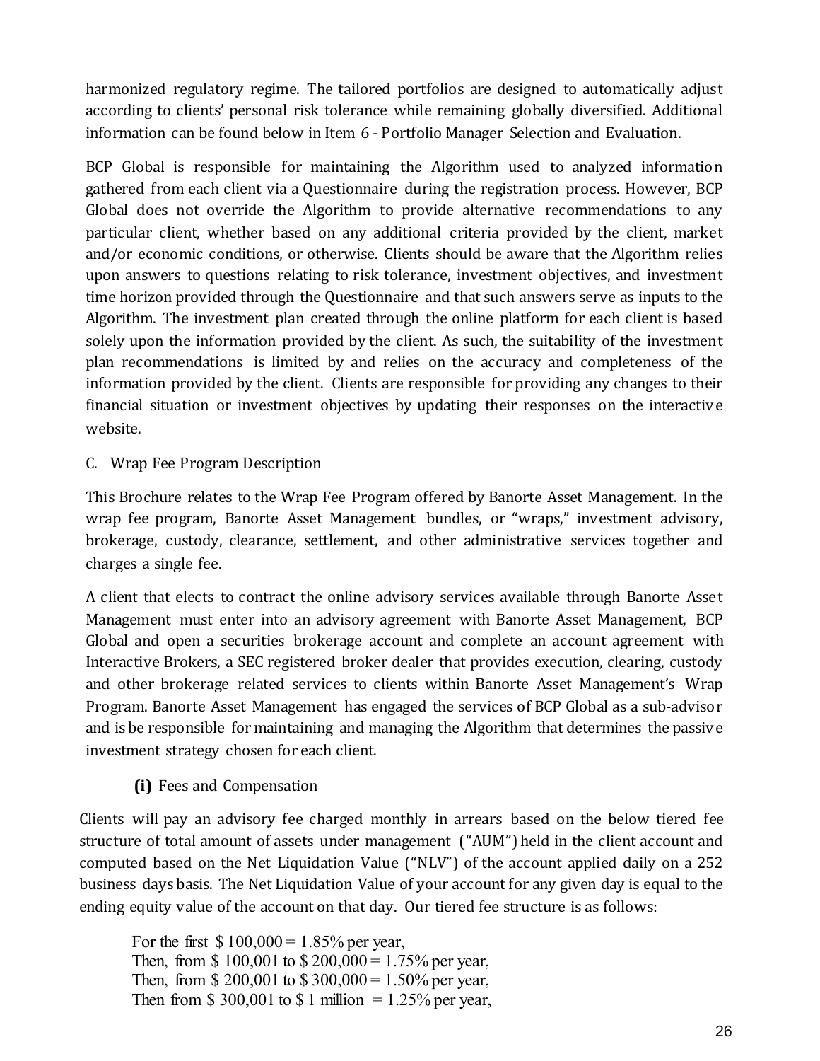harmonized regulatory regime. The tailored portfolios are designed to automatically adjust according to clients' personal risk tolerance while remaining globally diversified. Additional information can be found below in Item 6 - Portfolio Manager Selection and Evaluation.

BCP Global is responsible for maintaining the Algorithm used to analyzed information gathered from each client via a Questionnaire during the registration process. However, BCP Global does not override the Algorithm to provide alternative recommendations to any particular client, whether based on any additional criteria provided by the client, market and/or economic conditions, or otherwise. Clients should be aware that the Algorithm relies upon answers to questions relating to risk tolerance, investment objectives, and investment time horizon provided through the Questionnaire and that such answers serve as inputs to the Algorithm. The investment plan created through the online platform for each client is based solely upon the information provided by the client. As such, the suitability of the investment plan recommendations is limited by and relies on the accuracy and completeness of the information provided by the client. Clients are responsible for providing any changes to their financial situation or investment objectives by updating their responses on the interactive website.

C. Wrap Fee Program Description

This Brochure relates to the Wrap Fee Program offered by Banorte Asset Management. In the wrap fee program, Banorte Asset Management bundles, or "wraps," investment advisory, brokerage, custody, clearance, settlement, and other administrative services together and charges a single fee.

A client that elects to contract the online advisory services available through Banorte Asset Management must enter into an advisory agreement with Banorte Asset Management, BCP Global and open a securities brokerage account and complete an account agreement with Interactive Brokers, a SEC registered broker dealer that provides execution, clearing, custody and other brokerage related services to clients within Banorte Asset Management's Wrap Program. Banorte Asset Management has engaged the services of BCP Global as a sub-advisor and is be responsible for maintaining and managing the Algorithm that determines the passive investment strategy chosen for each client.

**(i)** Fees and Compensation

Clients will pay an advisory fee charged monthly in arrears based on the below tiered fee structure of total amount of assets under management ("AUM") held in the client account and computed based on the Net Liquidation Value ("NLV") of the account applied daily on a 252 business days basis. The Net Liquidation Value of your account for any given day is equal to the ending equity value of the account on that day. Our tiered fee structure is as follows:

For the first $ 100,000 = 1.85% per year,
Then, from $ 100,001 to $ 200,000 = 1.75% per year,
Then, from $ 200,001 to $ 300,000 = 1.50% per year,
Then from $ 300,001 to $ 1 million = 1.25% per year,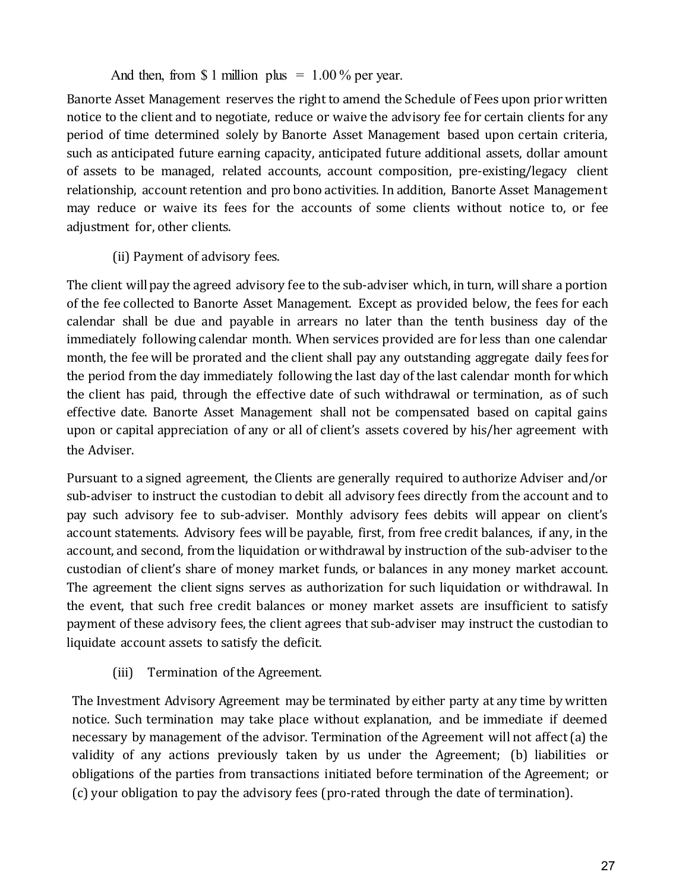And then, from $ 1 million plus = 1.00 % per year.

Banorte Asset Management reserves the right to amend the Schedule of Fees upon prior written notice to the client and to negotiate, reduce or waive the advisory fee for certain clients for any period of time determined solely by Banorte Asset Management based upon certain criteria, such as anticipated future earning capacity, anticipated future additional assets, dollar amount of assets to be managed, related accounts, account composition, pre-existing/legacy client relationship, account retention and pro bono activities. In addition, Banorte Asset Management may reduce or waive its fees for the accounts of some clients without notice to, or fee adjustment for, other clients.

(ii) Payment of advisory fees.

The client will pay the agreed advisory fee to the sub-adviser which, in turn, will share a portion of the fee collected to Banorte Asset Management. Except as provided below, the fees for each calendar shall be due and payable in arrears no later than the tenth business day of the immediately following calendar month. When services provided are for less than one calendar month, the fee will be prorated and the client shall pay any outstanding aggregate daily fees for the period from the day immediately following the last day of the last calendar month for which the client has paid, through the effective date of such withdrawal or termination, as of such effective date. Banorte Asset Management shall not be compensated based on capital gains upon or capital appreciation of any or all of client's assets covered by his/her agreement with the Adviser.

Pursuant to a signed agreement, the Clients are generally required to authorize Adviser and/or sub-adviser to instruct the custodian to debit all advisory fees directly from the account and to pay such advisory fee to sub-adviser. Monthly advisory fees debits will appear on client's account statements. Advisory fees will be payable, first, from free credit balances, if any, in the account, and second, from the liquidation or withdrawal by instruction of the sub-adviser to the custodian of client's share of money market funds, or balances in any money market account. The agreement the client signs serves as authorization for such liquidation or withdrawal. In the event, that such free credit balances or money market assets are insufficient to satisfy payment of these advisory fees, the client agrees that sub-adviser may instruct the custodian to liquidate account assets to satisfy the deficit.

(iii) Termination of the Agreement.

The Investment Advisory Agreement may be terminated by either party at any time by written notice. Such termination may take place without explanation, and be immediate if deemed necessary by management of the advisor. Termination of the Agreement will not affect (a) the validity of any actions previously taken by us under the Agreement; (b) liabilities or obligations of the parties from transactions initiated before termination of the Agreement; or (c) your obligation to pay the advisory fees (pro-rated through the date of termination).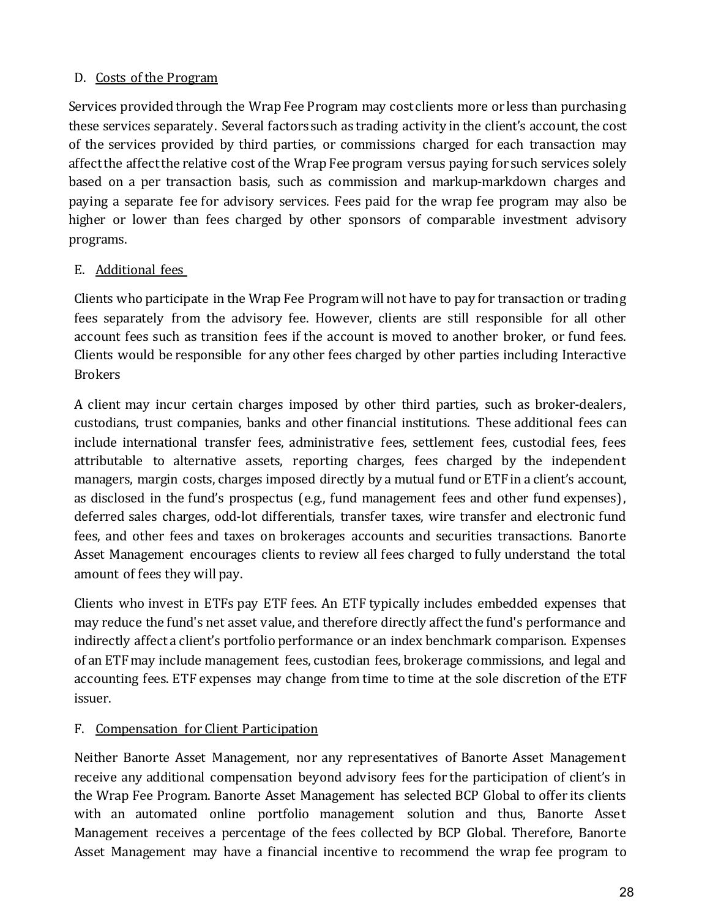D. <u>Costs of the Program</u>

Services provided through the Wrap Fee Program may cost clients more or less than purchasing these services separately. Several factors such as trading activity in the client's account, the cost of the services provided by third parties, or commissions charged for each transaction may affect the affect the relative cost of the Wrap Fee program versus paying for such services solely based on a per transaction basis, such as commission and markup-markdown charges and paying a separate fee for advisory services. Fees paid for the wrap fee program may also be higher or lower than fees charged by other sponsors of comparable investment advisory programs.

E. <u>Additional fees</u>

Clients who participate in the Wrap Fee Program will not have to pay for transaction or trading fees separately from the advisory fee. However, clients are still responsible for all other account fees such as transition fees if the account is moved to another broker, or fund fees. Clients would be responsible for any other fees charged by other parties including Interactive Brokers

A client may incur certain charges imposed by other third parties, such as broker-dealers, custodians, trust companies, banks and other financial institutions. These additional fees can include international transfer fees, administrative fees, settlement fees, custodial fees, fees attributable to alternative assets, reporting charges, fees charged by the independent managers, margin costs, charges imposed directly by a mutual fund or ETF in a client's account, as disclosed in the fund's prospectus (e.g., fund management fees and other fund expenses), deferred sales charges, odd-lot differentials, transfer taxes, wire transfer and electronic fund fees, and other fees and taxes on brokerages accounts and securities transactions. Banorte Asset Management encourages clients to review all fees charged to fully understand the total amount of fees they will pay.

Clients who invest in ETFs pay ETF fees. An ETF typically includes embedded expenses that may reduce the fund's net asset value, and therefore directly affect the fund's performance and indirectly affect a client's portfolio performance or an index benchmark comparison. Expenses of an ETF may include management fees, custodian fees, brokerage commissions, and legal and accounting fees. ETF expenses may change from time to time at the sole discretion of the ETF issuer.

F. <u>Compensation for Client Participation</u>

Neither Banorte Asset Management, nor any representatives of Banorte Asset Management receive any additional compensation beyond advisory fees for the participation of client's in the Wrap Fee Program. Banorte Asset Management has selected BCP Global to offer its clients with an automated online portfolio management solution and thus, Banorte Asset Management receives a percentage of the fees collected by BCP Global. Therefore, Banorte Asset Management may have a financial incentive to recommend the wrap fee program to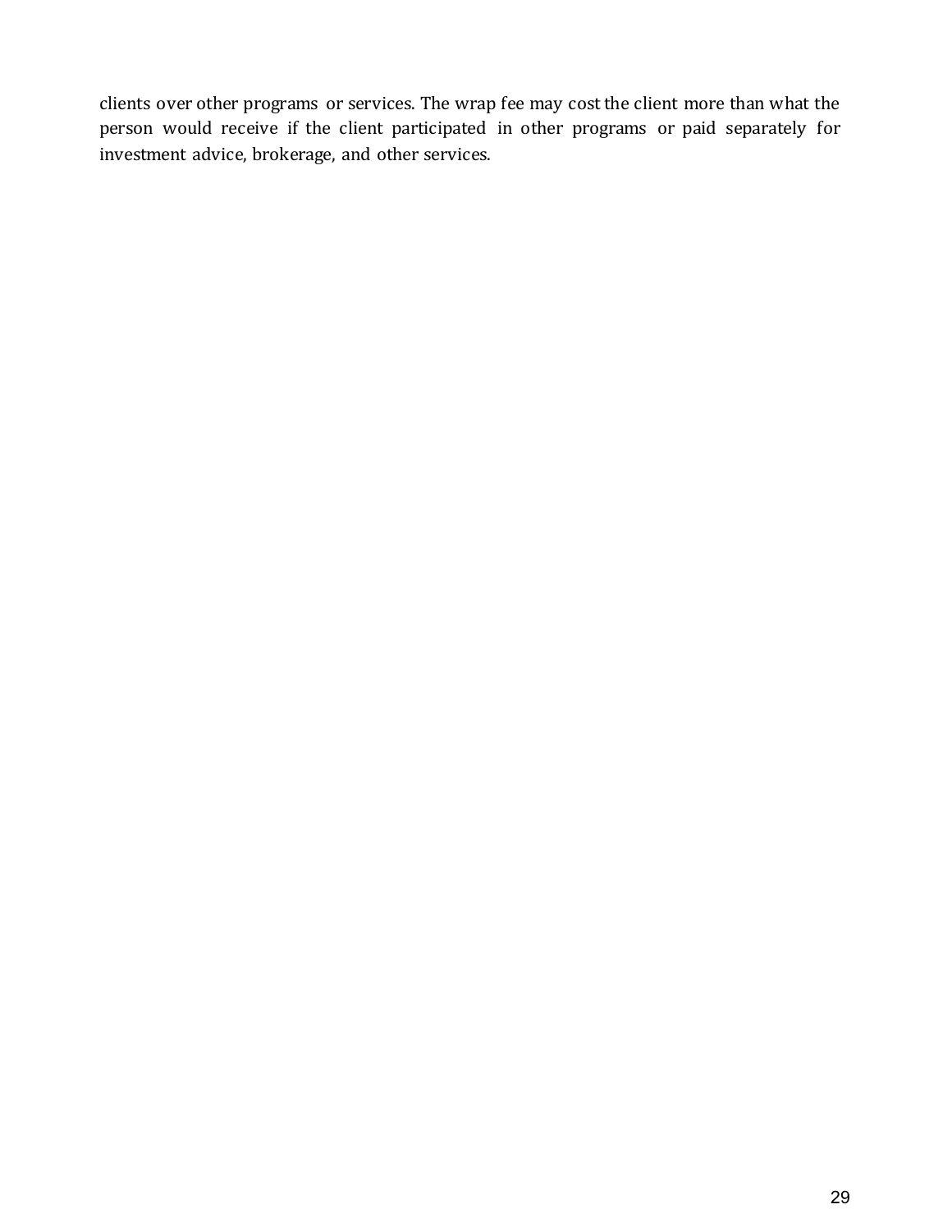clients over other programs or services. The wrap fee may cost the client more than what the person would receive if the client participated in other programs or paid separately for investment advice, brokerage, and other services.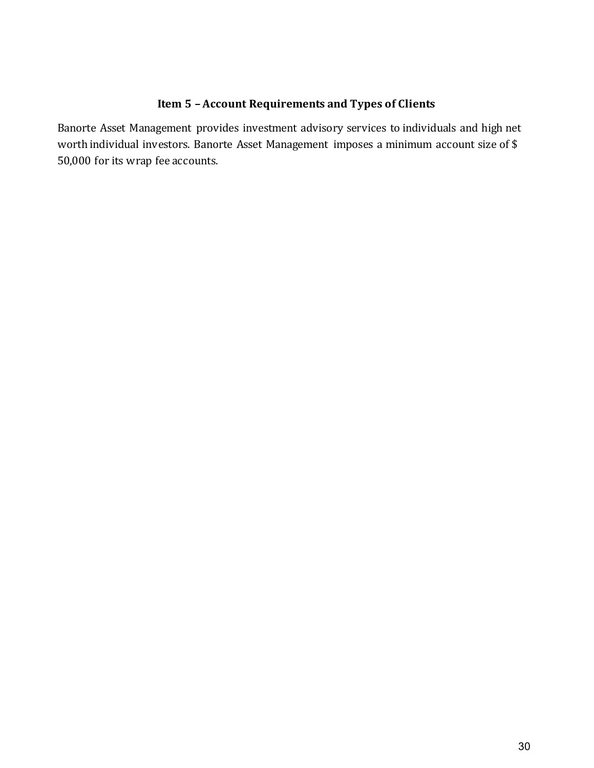## Item 5 – Account Requirements and Types of Clients

Banorte Asset Management provides investment advisory services to individuals and high net worth individual investors. Banorte Asset Management imposes a minimum account size of $ 50,000 for its wrap fee accounts.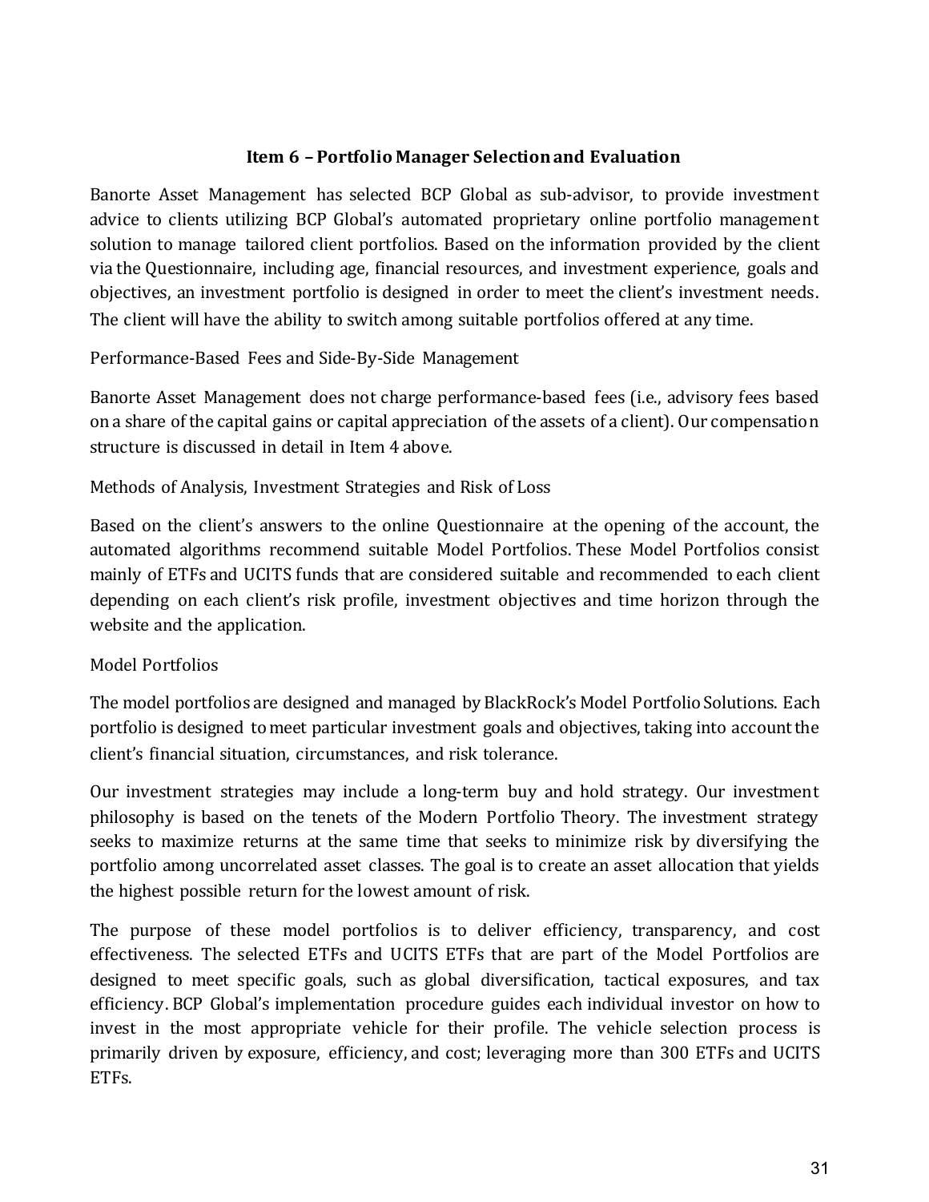## Item 6 – Portfolio Manager Selection and Evaluation

Banorte Asset Management has selected BCP Global as sub-advisor, to provide investment advice to clients utilizing BCP Global's automated proprietary online portfolio management solution to manage tailored client portfolios. Based on the information provided by the client via the Questionnaire, including age, financial resources, and investment experience, goals and objectives, an investment portfolio is designed in order to meet the client's investment needs. The client will have the ability to switch among suitable portfolios offered at any time.

Performance-Based Fees and Side-By-Side Management

Banorte Asset Management does not charge performance-based fees (i.e., advisory fees based on a share of the capital gains or capital appreciation of the assets of a client). Our compensation structure is discussed in detail in Item 4 above.

Methods of Analysis, Investment Strategies and Risk of Loss

Based on the client's answers to the online Questionnaire at the opening of the account, the automated algorithms recommend suitable Model Portfolios. These Model Portfolios consist mainly of ETFs and UCITS funds that are considered suitable and recommended to each client depending on each client's risk profile, investment objectives and time horizon through the website and the application.

Model Portfolios

The model portfolios are designed and managed by BlackRock's Model Portfolio Solutions. Each portfolio is designed to meet particular investment goals and objectives, taking into account the client's financial situation, circumstances, and risk tolerance.

Our investment strategies may include a long-term buy and hold strategy. Our investment philosophy is based on the tenets of the Modern Portfolio Theory. The investment strategy seeks to maximize returns at the same time that seeks to minimize risk by diversifying the portfolio among uncorrelated asset classes. The goal is to create an asset allocation that yields the highest possible return for the lowest amount of risk.

The purpose of these model portfolios is to deliver efficiency, transparency, and cost effectiveness. The selected ETFs and UCITS ETFs that are part of the Model Portfolios are designed to meet specific goals, such as global diversification, tactical exposures, and tax efficiency. BCP Global's implementation procedure guides each individual investor on how to invest in the most appropriate vehicle for their profile. The vehicle selection process is primarily driven by exposure, efficiency, and cost; leveraging more than 300 ETFs and UCITS ETFs.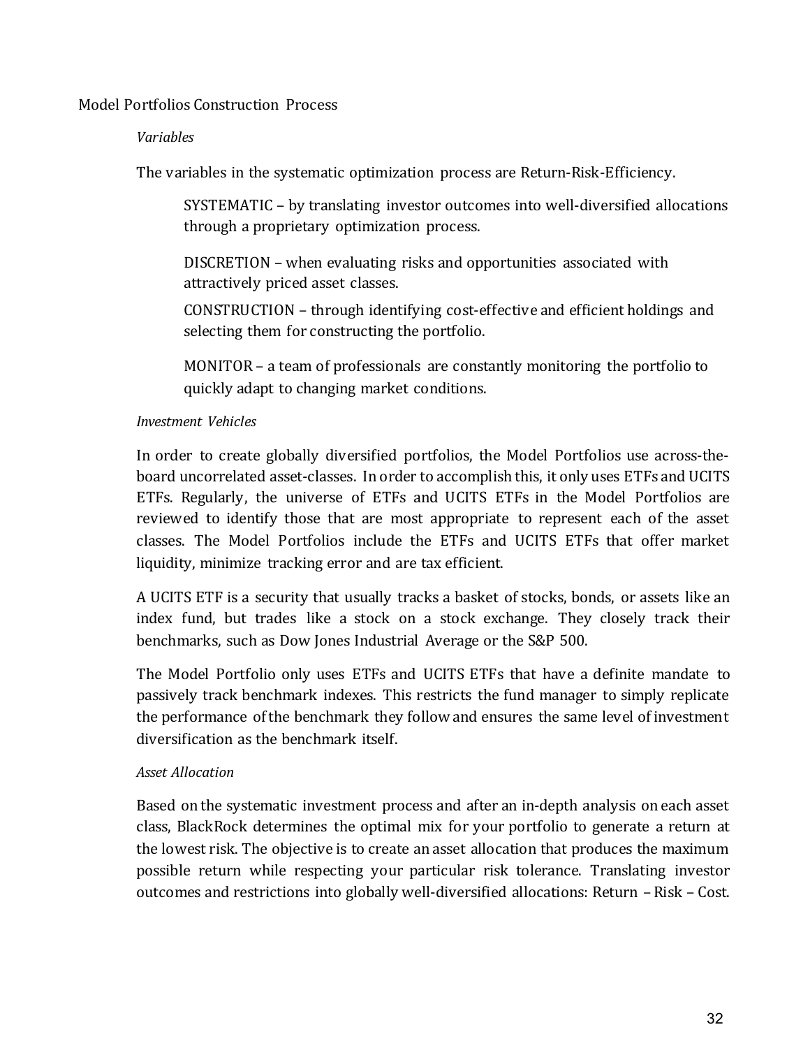## Model Portfolios Construction Process

### *Variables*

The variables in the systematic optimization process are Return-Risk-Efficiency.

SYSTEMATIC – by translating investor outcomes into well-diversified allocations through a proprietary optimization process.

DISCRETION – when evaluating risks and opportunities associated with attractively priced asset classes.

CONSTRUCTION – through identifying cost-effective and efficient holdings and selecting them for constructing the portfolio.

MONITOR – a team of professionals are constantly monitoring the portfolio to quickly adapt to changing market conditions.

### *Investment Vehicles*

In order to create globally diversified portfolios, the Model Portfolios use across-the-board uncorrelated asset-classes. In order to accomplish this, it only uses ETFs and UCITS ETFs. Regularly, the universe of ETFs and UCITS ETFs in the Model Portfolios are reviewed to identify those that are most appropriate to represent each of the asset classes. The Model Portfolios include the ETFs and UCITS ETFs that offer market liquidity, minimize tracking error and are tax efficient.

A UCITS ETF is a security that usually tracks a basket of stocks, bonds, or assets like an index fund, but trades like a stock on a stock exchange. They closely track their benchmarks, such as Dow Jones Industrial Average or the S&P 500.

The Model Portfolio only uses ETFs and UCITS ETFs that have a definite mandate to passively track benchmark indexes. This restricts the fund manager to simply replicate the performance of the benchmark they follow and ensures the same level of investment diversification as the benchmark itself.

### *Asset Allocation*

Based on the systematic investment process and after an in-depth analysis on each asset class, BlackRock determines the optimal mix for your portfolio to generate a return at the lowest risk. The objective is to create an asset allocation that produces the maximum possible return while respecting your particular risk tolerance. Translating investor outcomes and restrictions into globally well-diversified allocations: Return – Risk – Cost.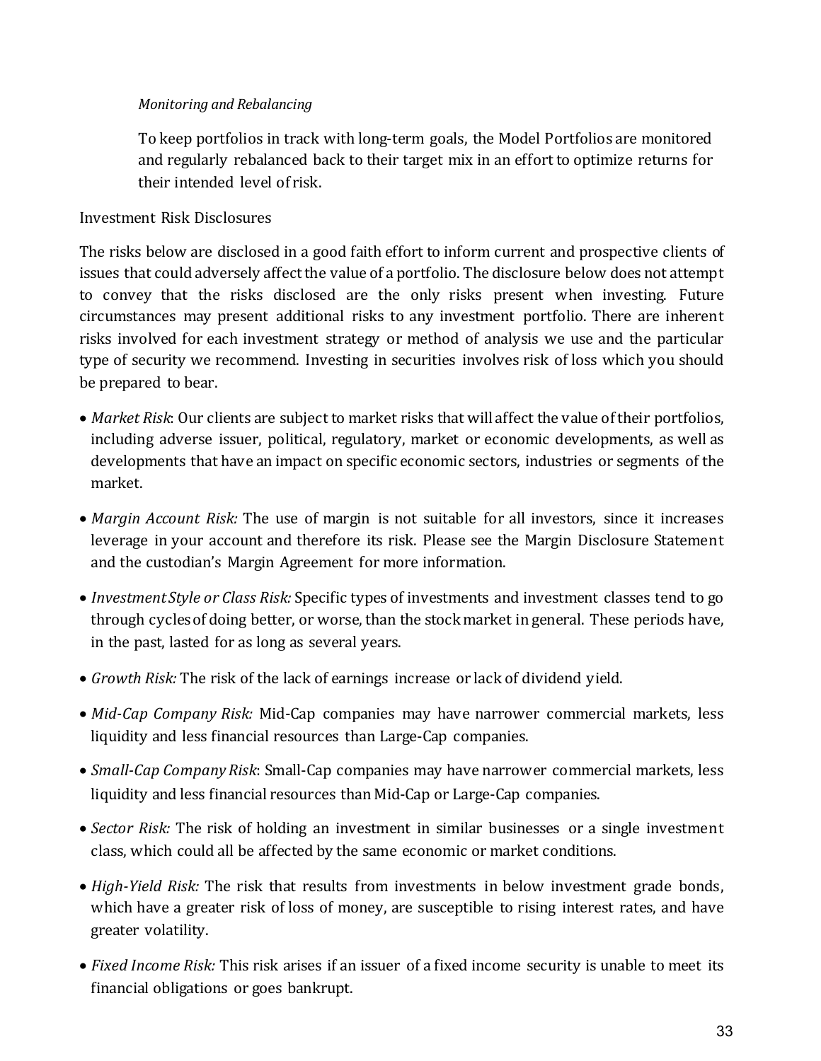*Monitoring and Rebalancing*

To keep portfolios in track with long-term goals, the Model Portfolios are monitored and regularly rebalanced back to their target mix in an effort to optimize returns for their intended level of risk.

Investment Risk Disclosures

The risks below are disclosed in a good faith effort to inform current and prospective clients of issues that could adversely affect the value of a portfolio. The disclosure below does not attempt to convey that the risks disclosed are the only risks present when investing. Future circumstances may present additional risks to any investment portfolio. There are inherent risks involved for each investment strategy or method of analysis we use and the particular type of security we recommend. Investing in securities involves risk of loss which you should be prepared to bear.

- *Market Risk*: Our clients are subject to market risks that will affect the value of their portfolios, including adverse issuer, political, regulatory, market or economic developments, as well as developments that have an impact on specific economic sectors, industries or segments of the market.
- *Margin Account Risk:* The use of margin is not suitable for all investors, since it increases leverage in your account and therefore its risk. Please see the Margin Disclosure Statement and the custodian's Margin Agreement for more information.
- *Investment Style or Class Risk:* Specific types of investments and investment classes tend to go through cycles of doing better, or worse, than the stock market in general. These periods have, in the past, lasted for as long as several years.
- *Growth Risk:* The risk of the lack of earnings increase or lack of dividend yield.
- *Mid-Cap Company Risk:* Mid-Cap companies may have narrower commercial markets, less liquidity and less financial resources than Large-Cap companies.
- *Small-Cap Company Risk*: Small-Cap companies may have narrower commercial markets, less liquidity and less financial resources than Mid-Cap or Large-Cap companies.
- *Sector Risk:* The risk of holding an investment in similar businesses or a single investment class, which could all be affected by the same economic or market conditions.
- *High-Yield Risk:* The risk that results from investments in below investment grade bonds, which have a greater risk of loss of money, are susceptible to rising interest rates, and have greater volatility.
- *Fixed Income Risk:* This risk arises if an issuer of a fixed income security is unable to meet its financial obligations or goes bankrupt.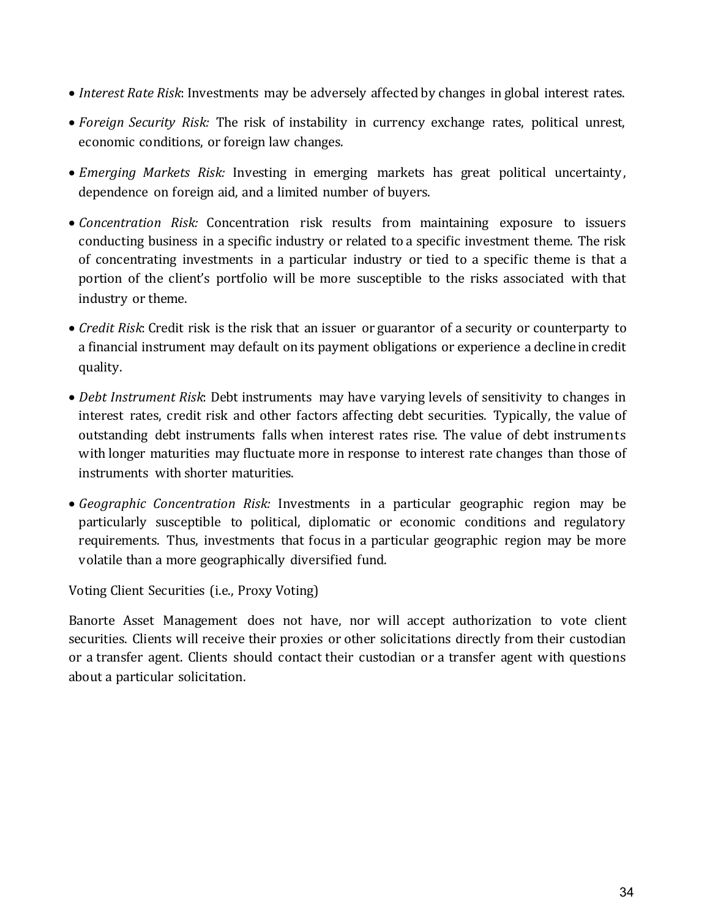- *Interest Rate Risk*: Investments may be adversely affected by changes in global interest rates.
- *Foreign Security Risk:* The risk of instability in currency exchange rates, political unrest, economic conditions, or foreign law changes.
- *Emerging Markets Risk:* Investing in emerging markets has great political uncertainty, dependence on foreign aid, and a limited number of buyers.
- *Concentration Risk:* Concentration risk results from maintaining exposure to issuers conducting business in a specific industry or related to a specific investment theme. The risk of concentrating investments in a particular industry or tied to a specific theme is that a portion of the client's portfolio will be more susceptible to the risks associated with that industry or theme.
- *Credit Risk*: Credit risk is the risk that an issuer or guarantor of a security or counterparty to a financial instrument may default on its payment obligations or experience a decline in credit quality.
- *Debt Instrument Risk*: Debt instruments may have varying levels of sensitivity to changes in interest rates, credit risk and other factors affecting debt securities. Typically, the value of outstanding debt instruments falls when interest rates rise. The value of debt instruments with longer maturities may fluctuate more in response to interest rate changes than those of instruments with shorter maturities.
- *Geographic Concentration Risk:* Investments in a particular geographic region may be particularly susceptible to political, diplomatic or economic conditions and regulatory requirements. Thus, investments that focus in a particular geographic region may be more volatile than a more geographically diversified fund.

Voting Client Securities (i.e., Proxy Voting)

Banorte Asset Management does not have, nor will accept authorization to vote client securities. Clients will receive their proxies or other solicitations directly from their custodian or a transfer agent. Clients should contact their custodian or a transfer agent with questions about a particular solicitation.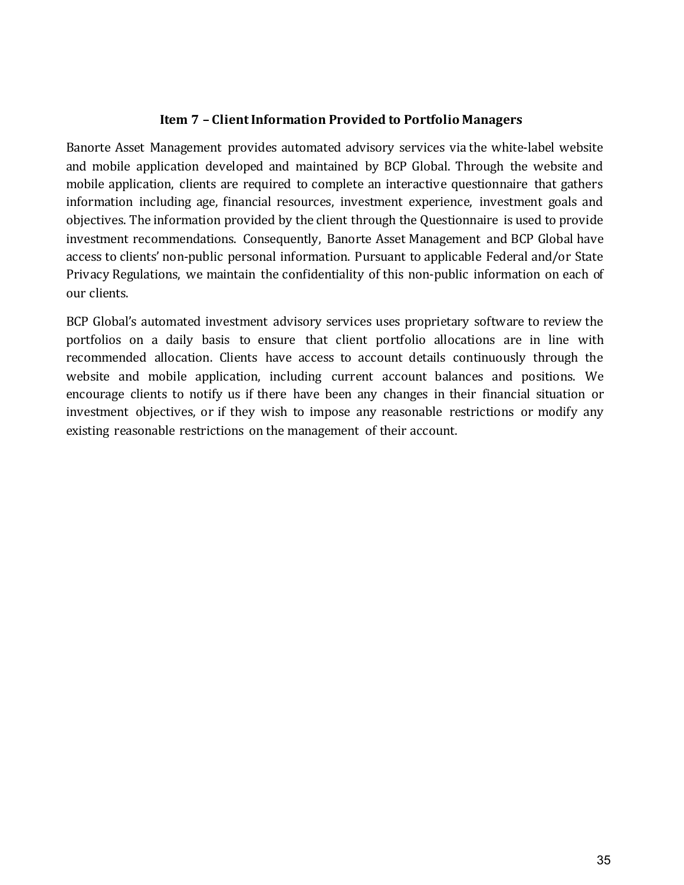## Item 7 – Client Information Provided to Portfolio Managers

Banorte Asset Management provides automated advisory services via the white-label website and mobile application developed and maintained by BCP Global. Through the website and mobile application, clients are required to complete an interactive questionnaire that gathers information including age, financial resources, investment experience, investment goals and objectives. The information provided by the client through the Questionnaire is used to provide investment recommendations. Consequently, Banorte Asset Management and BCP Global have access to clients' non-public personal information. Pursuant to applicable Federal and/or State Privacy Regulations, we maintain the confidentiality of this non-public information on each of our clients.

BCP Global's automated investment advisory services uses proprietary software to review the portfolios on a daily basis to ensure that client portfolio allocations are in line with recommended allocation. Clients have access to account details continuously through the website and mobile application, including current account balances and positions. We encourage clients to notify us if there have been any changes in their financial situation or investment objectives, or if they wish to impose any reasonable restrictions or modify any existing reasonable restrictions on the management of their account.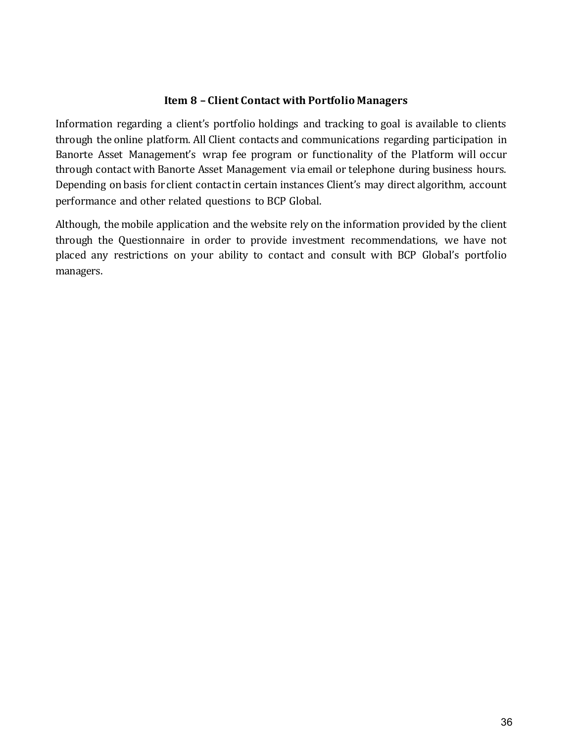## Item 8 – Client Contact with Portfolio Managers

Information regarding a client's portfolio holdings and tracking to goal is available to clients through the online platform. All Client contacts and communications regarding participation in Banorte Asset Management's wrap fee program or functionality of the Platform will occur through contact with Banorte Asset Management via email or telephone during business hours. Depending on basis for client contact in certain instances Client's may direct algorithm, account performance and other related questions to BCP Global.

Although, the mobile application and the website rely on the information provided by the client through the Questionnaire in order to provide investment recommendations, we have not placed any restrictions on your ability to contact and consult with BCP Global's portfolio managers.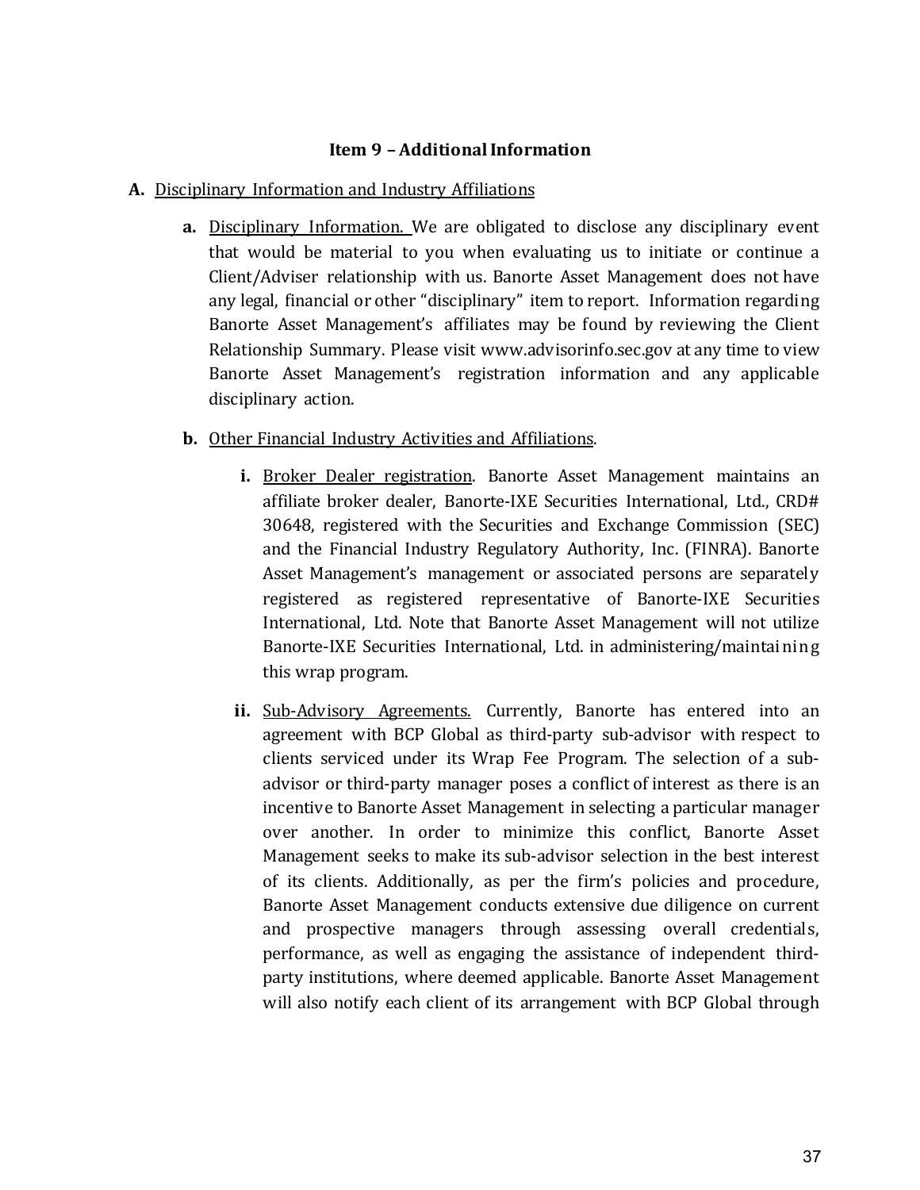## Item 9 – Additional Information

**A.** Disciplinary Information and Industry Affiliations

**a.** Disciplinary Information. We are obligated to disclose any disciplinary event that would be material to you when evaluating us to initiate or continue a Client/Adviser relationship with us. Banorte Asset Management does not have any legal, financial or other "disciplinary" item to report. Information regarding Banorte Asset Management's affiliates may be found by reviewing the Client Relationship Summary. Please visit www.advisorinfo.sec.gov at any time to view Banorte Asset Management's registration information and any applicable disciplinary action.

**b.** Other Financial Industry Activities and Affiliations.

**i.** Broker Dealer registration. Banorte Asset Management maintains an affiliate broker dealer, Banorte-IXE Securities International, Ltd., CRD# 30648, registered with the Securities and Exchange Commission (SEC) and the Financial Industry Regulatory Authority, Inc. (FINRA). Banorte Asset Management's management or associated persons are separately registered as registered representative of Banorte-IXE Securities International, Ltd. Note that Banorte Asset Management will not utilize Banorte-IXE Securities International, Ltd. in administering/maintaining this wrap program.

**ii.** Sub-Advisory Agreements. Currently, Banorte has entered into an agreement with BCP Global as third-party sub-advisor with respect to clients serviced under its Wrap Fee Program. The selection of a sub-advisor or third-party manager poses a conflict of interest as there is an incentive to Banorte Asset Management in selecting a particular manager over another. In order to minimize this conflict, Banorte Asset Management seeks to make its sub-advisor selection in the best interest of its clients. Additionally, as per the firm's policies and procedure, Banorte Asset Management conducts extensive due diligence on current and prospective managers through assessing overall credentials, performance, as well as engaging the assistance of independent third-party institutions, where deemed applicable. Banorte Asset Management will also notify each client of its arrangement with BCP Global through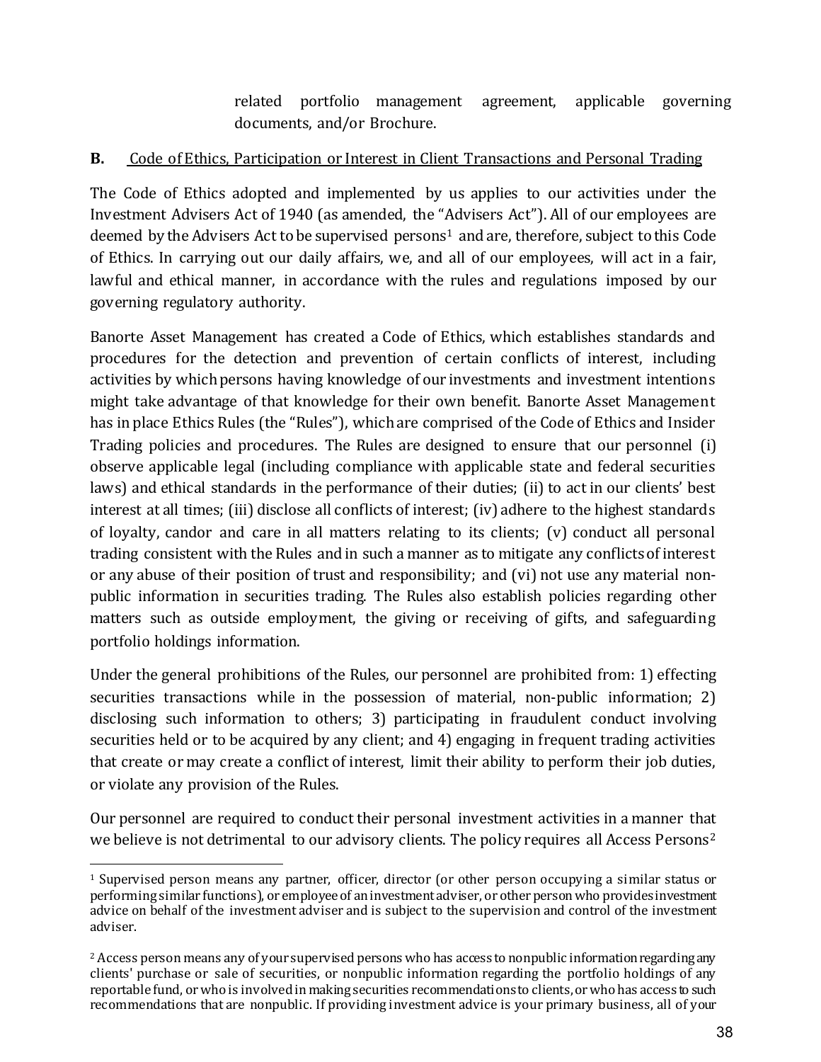related portfolio management agreement, applicable governing documents, and/or Brochure.

**B.** Code of Ethics, Participation or Interest in Client Transactions and Personal Trading

The Code of Ethics adopted and implemented by us applies to our activities under the Investment Advisers Act of 1940 (as amended, the "Advisers Act"). All of our employees are deemed by the Advisers Act to be supervised persons[1] and are, therefore, subject to this Code of Ethics. In carrying out our daily affairs, we, and all of our employees, will act in a fair, lawful and ethical manner, in accordance with the rules and regulations imposed by our governing regulatory authority.

Banorte Asset Management has created a Code of Ethics, which establishes standards and procedures for the detection and prevention of certain conflicts of interest, including activities by which persons having knowledge of our investments and investment intentions might take advantage of that knowledge for their own benefit. Banorte Asset Management has in place Ethics Rules (the "Rules"), which are comprised of the Code of Ethics and Insider Trading policies and procedures. The Rules are designed to ensure that our personnel (i) observe applicable legal (including compliance with applicable state and federal securities laws) and ethical standards in the performance of their duties; (ii) to act in our clients' best interest at all times; (iii) disclose all conflicts of interest; (iv) adhere to the highest standards of loyalty, candor and care in all matters relating to its clients; (v) conduct all personal trading consistent with the Rules and in such a manner as to mitigate any conflicts of interest or any abuse of their position of trust and responsibility; and (vi) not use any material non-public information in securities trading. The Rules also establish policies regarding other matters such as outside employment, the giving or receiving of gifts, and safeguarding portfolio holdings information.

Under the general prohibitions of the Rules, our personnel are prohibited from: 1) effecting securities transactions while in the possession of material, non-public information; 2) disclosing such information to others; 3) participating in fraudulent conduct involving securities held or to be acquired by any client; and 4) engaging in frequent trading activities that create or may create a conflict of interest, limit their ability to perform their job duties, or violate any provision of the Rules.

Our personnel are required to conduct their personal investment activities in a manner that we believe is not detrimental to our advisory clients. The policy requires all Access Persons[2]

---

[1] Supervised person means any partner, officer, director (or other person occupying a similar status or performing similar functions), or employee of an investment adviser, or other person who provides investment advice on behalf of the investment adviser and is subject to the supervision and control of the investment adviser.

[2] Access person means any of your supervised persons who has access to nonpublic information regarding any clients' purchase or sale of securities, or nonpublic information regarding the portfolio holdings of any reportable fund, or who is involved in making securities recommendations to clients, or who has access to such recommendations that are nonpublic. If providing investment advice is your primary business, all of your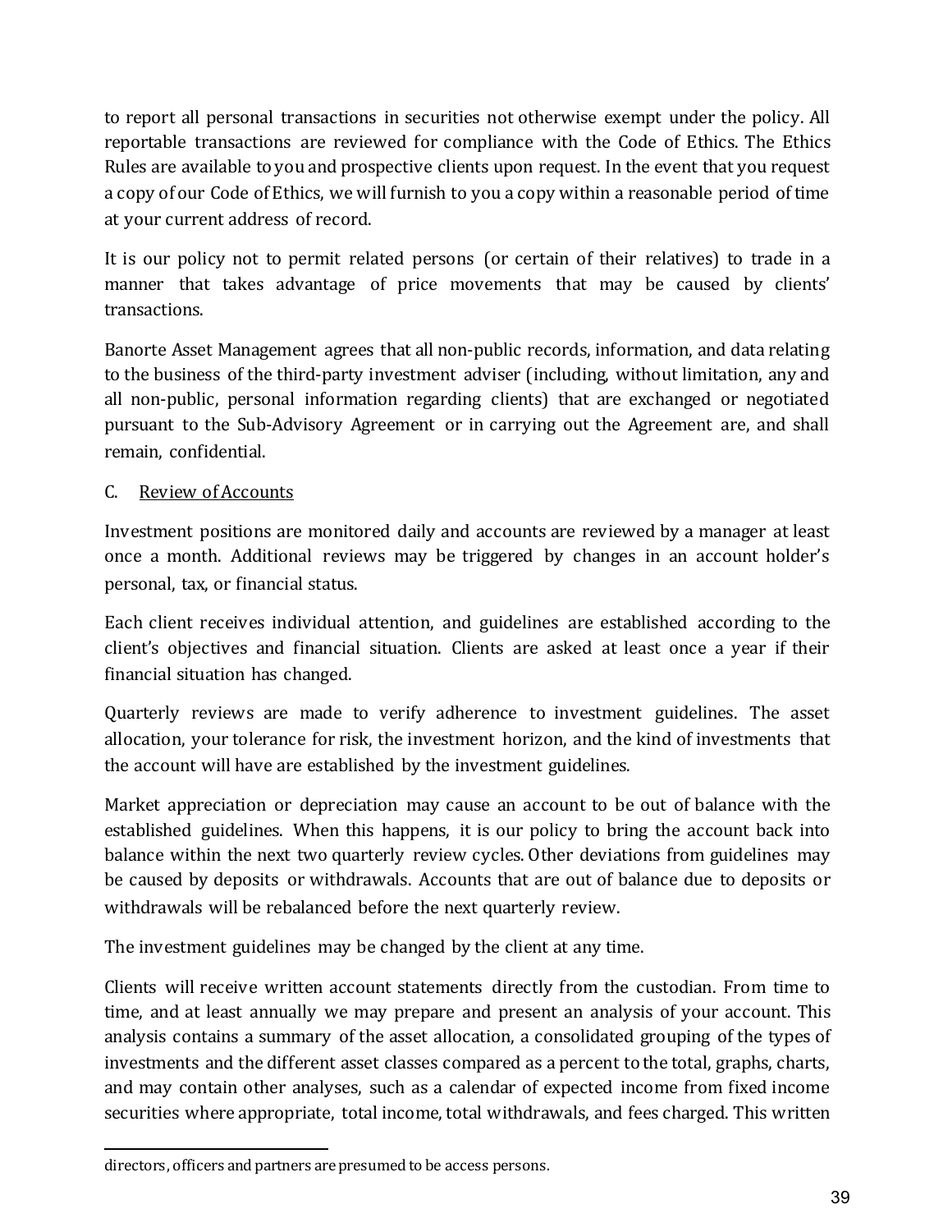to report all personal transactions in securities not otherwise exempt under the policy. All reportable transactions are reviewed for compliance with the Code of Ethics. The Ethics Rules are available to you and prospective clients upon request. In the event that you request a copy of our Code of Ethics, we will furnish to you a copy within a reasonable period of time at your current address of record.

It is our policy not to permit related persons (or certain of their relatives) to trade in a manner that takes advantage of price movements that may be caused by clients' transactions.

Banorte Asset Management agrees that all non-public records, information, and data relating to the business of the third-party investment adviser (including, without limitation, any and all non-public, personal information regarding clients) that are exchanged or negotiated pursuant to the Sub-Advisory Agreement or in carrying out the Agreement are, and shall remain, confidential.

C. Review of Accounts

Investment positions are monitored daily and accounts are reviewed by a manager at least once a month. Additional reviews may be triggered by changes in an account holder's personal, tax, or financial status.

Each client receives individual attention, and guidelines are established according to the client's objectives and financial situation. Clients are asked at least once a year if their financial situation has changed.

Quarterly reviews are made to verify adherence to investment guidelines. The asset allocation, your tolerance for risk, the investment horizon, and the kind of investments that the account will have are established by the investment guidelines.

Market appreciation or depreciation may cause an account to be out of balance with the established guidelines. When this happens, it is our policy to bring the account back into balance within the next two quarterly review cycles. Other deviations from guidelines may be caused by deposits or withdrawals. Accounts that are out of balance due to deposits or withdrawals will be rebalanced before the next quarterly review.

The investment guidelines may be changed by the client at any time.

Clients will receive written account statements directly from the custodian. From time to time, and at least annually we may prepare and present an analysis of your account. This analysis contains a summary of the asset allocation, a consolidated grouping of the types of investments and the different asset classes compared as a percent to the total, graphs, charts, and may contain other analyses, such as a calendar of expected income from fixed income securities where appropriate, total income, total withdrawals, and fees charged. This written

directors, officers and partners are presumed to be access persons.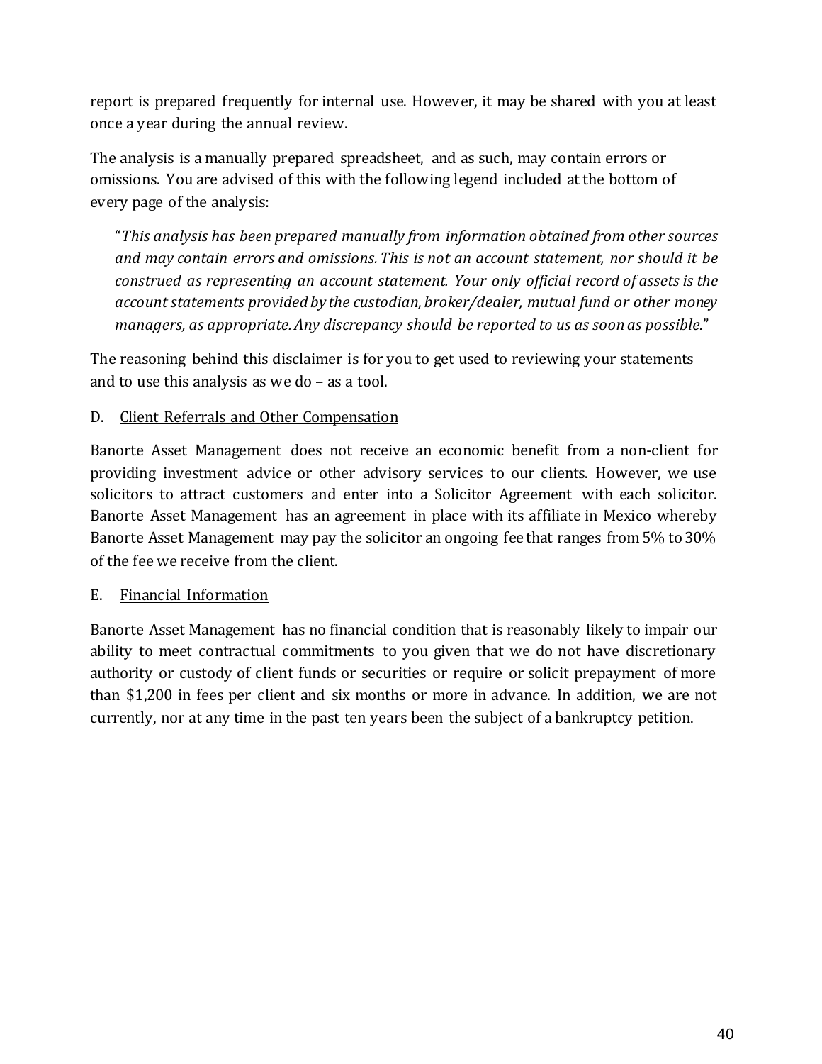report is prepared frequently for internal use. However, it may be shared with you at least once a year during the annual review.

The analysis is a manually prepared spreadsheet, and as such, may contain errors or omissions. You are advised of this with the following legend included at the bottom of every page of the analysis:

> "*This analysis has been prepared manually from information obtained from other sources and may contain errors and omissions. This is not an account statement, nor should it be construed as representing an account statement. Your only official record of assets is the account statements provided by the custodian, broker/dealer, mutual fund or other money managers, as appropriate. Any discrepancy should be reported to us as soon as possible.*"

The reasoning behind this disclaimer is for you to get used to reviewing your statements and to use this analysis as we do – as a tool.

D. <u>Client Referrals and Other Compensation</u>

Banorte Asset Management does not receive an economic benefit from a non-client for providing investment advice or other advisory services to our clients. However, we use solicitors to attract customers and enter into a Solicitor Agreement with each solicitor. Banorte Asset Management has an agreement in place with its affiliate in Mexico whereby Banorte Asset Management may pay the solicitor an ongoing fee that ranges from 5% to 30% of the fee we receive from the client.

E. <u>Financial Information</u>

Banorte Asset Management has no financial condition that is reasonably likely to impair our ability to meet contractual commitments to you given that we do not have discretionary authority or custody of client funds or securities or require or solicit prepayment of more than $1,200 in fees per client and six months or more in advance. In addition, we are not currently, nor at any time in the past ten years been the subject of a bankruptcy petition.